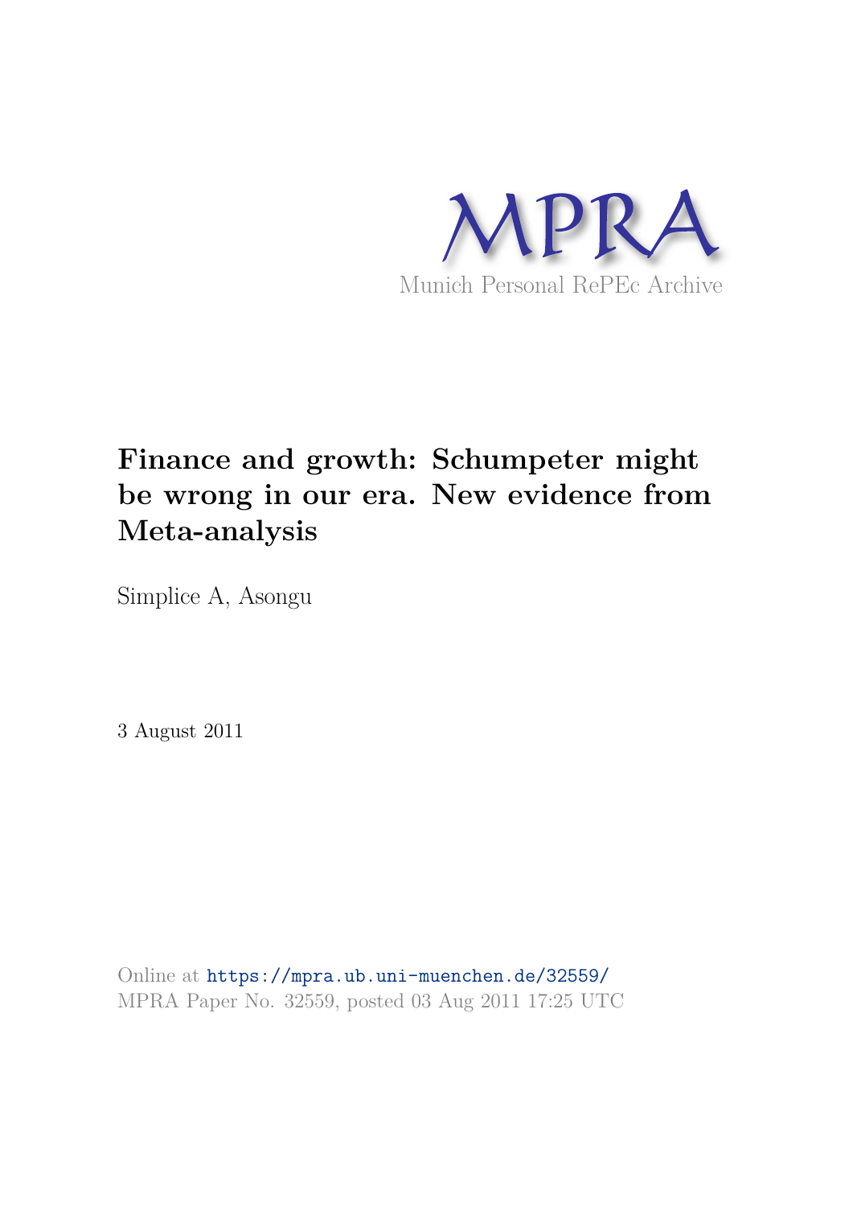MPRA

Munich Personal RePEc Archive

# Finance and growth: Schumpeter might be wrong in our era. New evidence from Meta-analysis

Simplice A, Asongu

3 August 2011

Online at https://mpra.ub.uni-muenchen.de/32559/
MPRA Paper No. 32559, posted 03 Aug 2011 17:25 UTC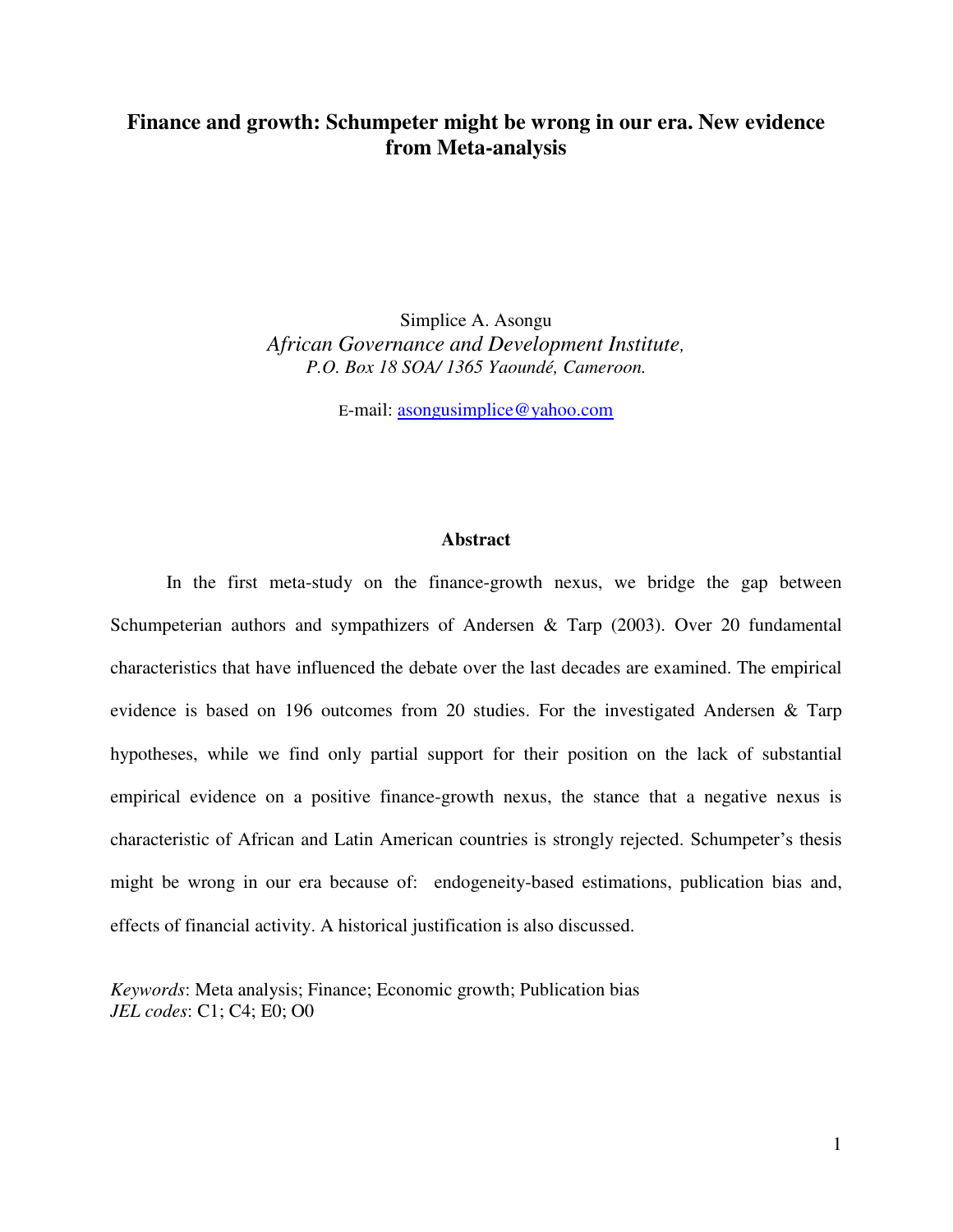# Finance and growth: Schumpeter might be wrong in our era. New evidence from Meta-analysis

Simplice A. Asongu

*African Governance and Development Institute,*

*P.O. Box 18 SOA/ 1365 Yaoundé, Cameroon.*

E-mail: asongusimplice@yahoo.com

## Abstract

In the first meta-study on the finance-growth nexus, we bridge the gap between Schumpeterian authors and sympathizers of Andersen & Tarp (2003). Over 20 fundamental characteristics that have influenced the debate over the last decades are examined. The empirical evidence is based on 196 outcomes from 20 studies. For the investigated Andersen & Tarp hypotheses, while we find only partial support for their position on the lack of substantial empirical evidence on a positive finance-growth nexus, the stance that a negative nexus is characteristic of African and Latin American countries is strongly rejected. Schumpeter's thesis might be wrong in our era because of: endogeneity-based estimations, publication bias and, effects of financial activity. A historical justification is also discussed.

*Keywords*: Meta analysis; Finance; Economic growth; Publication bias

*JEL codes*: C1; C4; E0; O0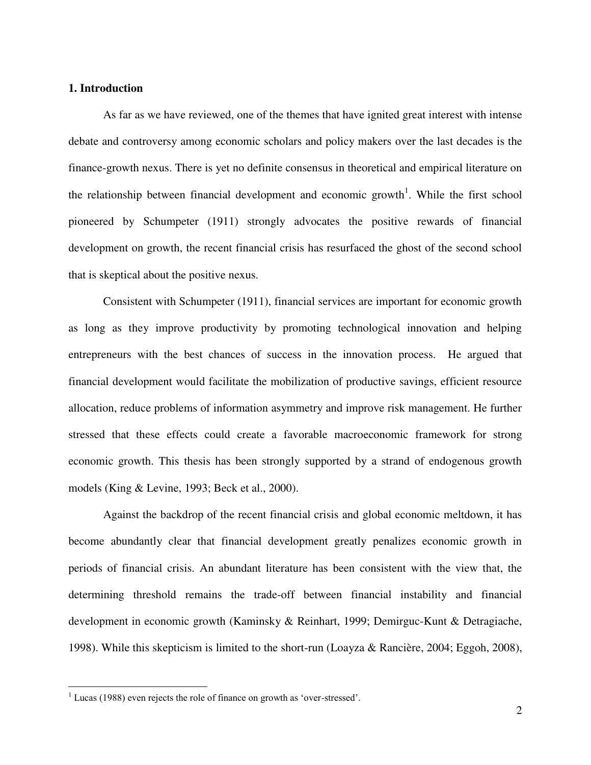## 1. Introduction

As far as we have reviewed, one of the themes that have ignited great interest with intense debate and controversy among economic scholars and policy makers over the last decades is the finance-growth nexus. There is yet no definite consensus in theoretical and empirical literature on the relationship between financial development and economic growth[1]. While the first school pioneered by Schumpeter (1911) strongly advocates the positive rewards of financial development on growth, the recent financial crisis has resurfaced the ghost of the second school that is skeptical about the positive nexus.

Consistent with Schumpeter (1911), financial services are important for economic growth as long as they improve productivity by promoting technological innovation and helping entrepreneurs with the best chances of success in the innovation process. He argued that financial development would facilitate the mobilization of productive savings, efficient resource allocation, reduce problems of information asymmetry and improve risk management. He further stressed that these effects could create a favorable macroeconomic framework for strong economic growth. This thesis has been strongly supported by a strand of endogenous growth models (King & Levine, 1993; Beck et al., 2000).

Against the backdrop of the recent financial crisis and global economic meltdown, it has become abundantly clear that financial development greatly penalizes economic growth in periods of financial crisis. An abundant literature has been consistent with the view that, the determining threshold remains the trade-off between financial instability and financial development in economic growth (Kaminsky & Reinhart, 1999; Demirguc-Kunt & Detragiache, 1998). While this skepticism is limited to the short-run (Loayza & Rancière, 2004; Eggoh, 2008),

[1] Lucas (1988) even rejects the role of finance on growth as 'over-stressed'.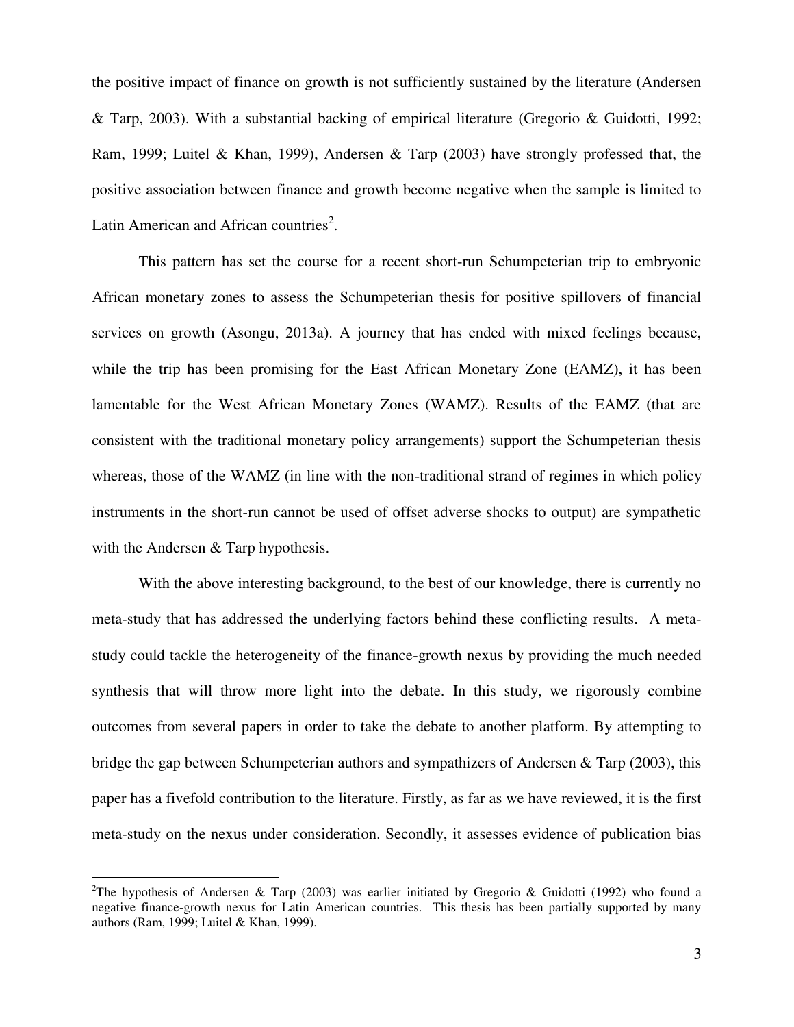the positive impact of finance on growth is not sufficiently sustained by the literature (Andersen & Tarp, 2003). With a substantial backing of empirical literature (Gregorio & Guidotti, 1992; Ram, 1999; Luitel & Khan, 1999), Andersen & Tarp (2003) have strongly professed that, the positive association between finance and growth become negative when the sample is limited to Latin American and African countries[2].

This pattern has set the course for a recent short-run Schumpeterian trip to embryonic African monetary zones to assess the Schumpeterian thesis for positive spillovers of financial services on growth (Asongu, 2013a). A journey that has ended with mixed feelings because, while the trip has been promising for the East African Monetary Zone (EAMZ), it has been lamentable for the West African Monetary Zones (WAMZ). Results of the EAMZ (that are consistent with the traditional monetary policy arrangements) support the Schumpeterian thesis whereas, those of the WAMZ (in line with the non-traditional strand of regimes in which policy instruments in the short-run cannot be used of offset adverse shocks to output) are sympathetic with the Andersen & Tarp hypothesis.

With the above interesting background, to the best of our knowledge, there is currently no meta-study that has addressed the underlying factors behind these conflicting results. A meta-study could tackle the heterogeneity of the finance-growth nexus by providing the much needed synthesis that will throw more light into the debate. In this study, we rigorously combine outcomes from several papers in order to take the debate to another platform. By attempting to bridge the gap between Schumpeterian authors and sympathizers of Andersen & Tarp (2003), this paper has a fivefold contribution to the literature. Firstly, as far as we have reviewed, it is the first meta-study on the nexus under consideration. Secondly, it assesses evidence of publication bias

[2]The hypothesis of Andersen & Tarp (2003) was earlier initiated by Gregorio & Guidotti (1992) who found a negative finance-growth nexus for Latin American countries. This thesis has been partially supported by many authors (Ram, 1999; Luitel & Khan, 1999).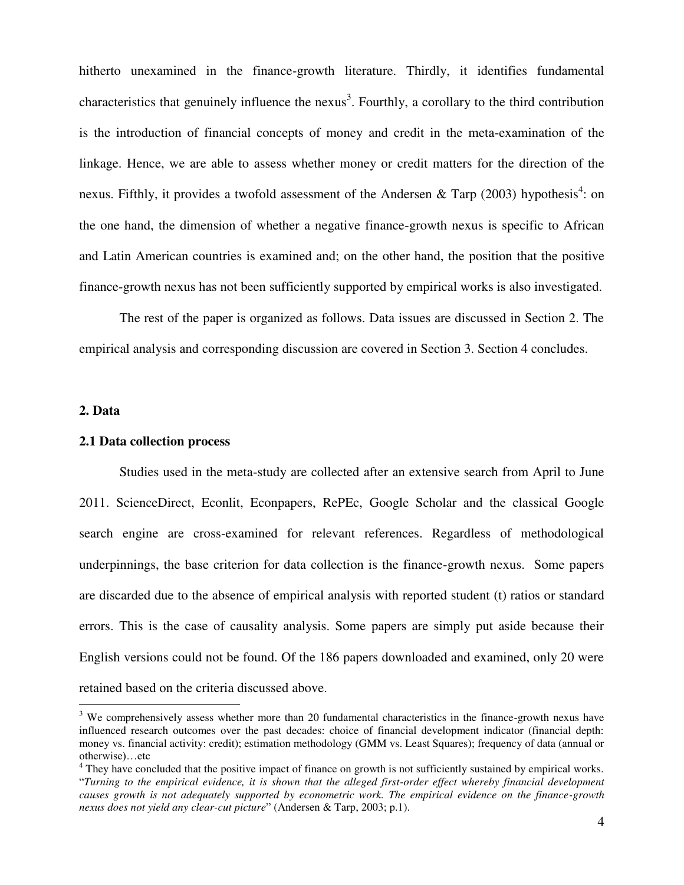hitherto unexamined in the finance-growth literature. Thirdly, it identifies fundamental characteristics that genuinely influence the nexus[3]. Fourthly, a corollary to the third contribution is the introduction of financial concepts of money and credit in the meta-examination of the linkage. Hence, we are able to assess whether money or credit matters for the direction of the nexus. Fifthly, it provides a twofold assessment of the Andersen & Tarp (2003) hypothesis[4]: on the one hand, the dimension of whether a negative finance-growth nexus is specific to African and Latin American countries is examined and; on the other hand, the position that the positive finance-growth nexus has not been sufficiently supported by empirical works is also investigated.

The rest of the paper is organized as follows. Data issues are discussed in Section 2. The empirical analysis and corresponding discussion are covered in Section 3. Section 4 concludes.

## 2. Data

### 2.1 Data collection process

Studies used in the meta-study are collected after an extensive search from April to June 2011. ScienceDirect, Econlit, Econpapers, RePEc, Google Scholar and the classical Google search engine are cross-examined for relevant references. Regardless of methodological underpinnings, the base criterion for data collection is the finance-growth nexus. Some papers are discarded due to the absence of empirical analysis with reported student (t) ratios or standard errors. This is the case of causality analysis. Some papers are simply put aside because their English versions could not be found. Of the 186 papers downloaded and examined, only 20 were retained based on the criteria discussed above.

---

[3] We comprehensively assess whether more than 20 fundamental characteristics in the finance-growth nexus have influenced research outcomes over the past decades: choice of financial development indicator (financial depth: money vs. financial activity: credit); estimation methodology (GMM vs. Least Squares); frequency of data (annual or otherwise)…etc

[4] They have concluded that the positive impact of finance on growth is not sufficiently sustained by empirical works. "*Turning to the empirical evidence, it is shown that the alleged first-order effect whereby financial development causes growth is not adequately supported by econometric work. The empirical evidence on the finance-growth nexus does not yield any clear-cut picture*" (Andersen & Tarp, 2003; p.1).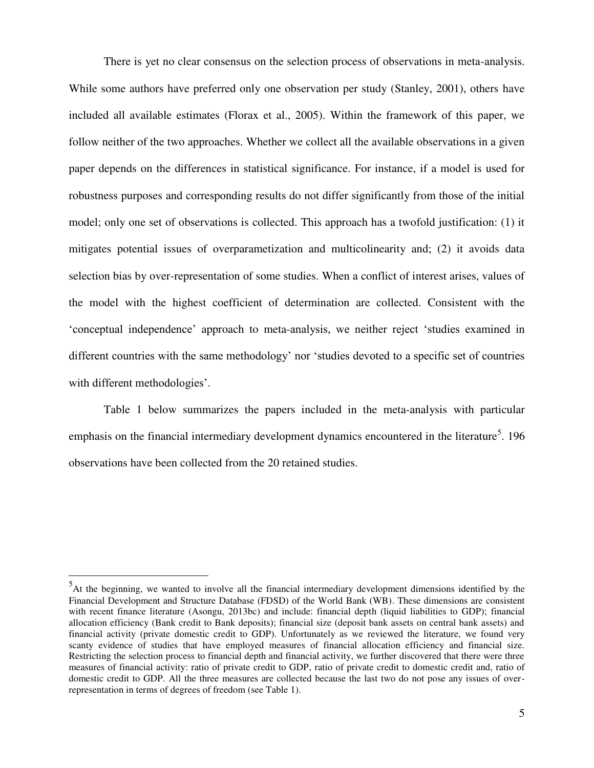There is yet no clear consensus on the selection process of observations in meta-analysis. While some authors have preferred only one observation per study (Stanley, 2001), others have included all available estimates (Florax et al., 2005). Within the framework of this paper, we follow neither of the two approaches. Whether we collect all the available observations in a given paper depends on the differences in statistical significance. For instance, if a model is used for robustness purposes and corresponding results do not differ significantly from those of the initial model; only one set of observations is collected. This approach has a twofold justification: (1) it mitigates potential issues of overparametization and multicolinearity and; (2) it avoids data selection bias by over-representation of some studies. When a conflict of interest arises, values of the model with the highest coefficient of determination are collected. Consistent with the 'conceptual independence' approach to meta-analysis, we neither reject 'studies examined in different countries with the same methodology' nor 'studies devoted to a specific set of countries with different methodologies'.

Table 1 below summarizes the papers included in the meta-analysis with particular emphasis on the financial intermediary development dynamics encountered in the literature[5]. 196 observations have been collected from the 20 retained studies.

---

[5] At the beginning, we wanted to involve all the financial intermediary development dimensions identified by the Financial Development and Structure Database (FDSD) of the World Bank (WB). These dimensions are consistent with recent finance literature (Asongu, 2013bc) and include: financial depth (liquid liabilities to GDP); financial allocation efficiency (Bank credit to Bank deposits); financial size (deposit bank assets on central bank assets) and financial activity (private domestic credit to GDP). Unfortunately as we reviewed the literature, we found very scanty evidence of studies that have employed measures of financial allocation efficiency and financial size. Restricting the selection process to financial depth and financial activity, we further discovered that there were three measures of financial activity: ratio of private credit to GDP, ratio of private credit to domestic credit and, ratio of domestic credit to GDP. All the three measures are collected because the last two do not pose any issues of over-representation in terms of degrees of freedom (see Table 1).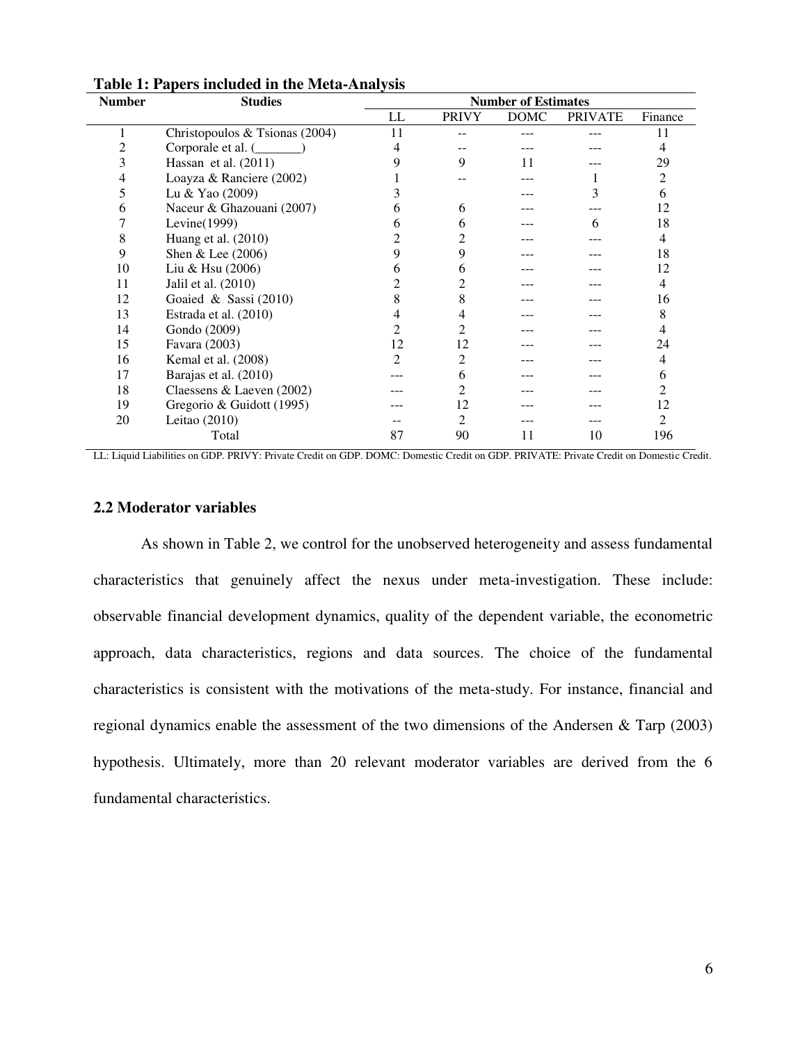**Table 1: Papers included in the Meta-Analysis**

| Number | Studies | Number of Estimates | | | | |
|---|---|---|---|---|---|---|
| | | LL | PRIVY | DOMC | PRIVATE | Finance |
| 1 | Christopoulos & Tsionas (2004) | 11 | -- | --- | --- | 11 |
| 2 | Corporale et al. (_______) | 4 | -- | --- | --- | 4 |
| 3 | Hassan et al. (2011) | 9 | 9 | 11 | --- | 29 |
| 4 | Loayza & Ranciere (2002) | 1 | -- | --- | 1 | 2 |
| 5 | Lu & Yao (2009) | 3 | | --- | 3 | 6 |
| 6 | Naceur & Ghazouani (2007) | 6 | 6 | --- | --- | 12 |
| 7 | Levine(1999) | 6 | 6 | --- | 6 | 18 |
| 8 | Huang et al. (2010) | 2 | 2 | --- | --- | 4 |
| 9 | Shen & Lee (2006) | 9 | 9 | --- | --- | 18 |
| 10 | Liu & Hsu (2006) | 6 | 6 | --- | --- | 12 |
| 11 | Jalil et al. (2010) | 2 | 2 | --- | --- | 4 |
| 12 | Goaied & Sassi (2010) | 8 | 8 | --- | --- | 16 |
| 13 | Estrada et al. (2010) | 4 | 4 | --- | --- | 8 |
| 14 | Gondo (2009) | 2 | 2 | --- | --- | 4 |
| 15 | Favara (2003) | 12 | 12 | --- | --- | 24 |
| 16 | Kemal et al. (2008) | 2 | 2 | --- | --- | 4 |
| 17 | Barajas et al. (2010) | --- | 6 | --- | --- | 6 |
| 18 | Claessens & Laeven (2002) | --- | 2 | --- | --- | 2 |
| 19 | Gregorio & Guidott (1995) | --- | 12 | --- | --- | 12 |
| 20 | Leitao (2010) | -- | 2 | --- | --- | 2 |
| | Total | 87 | 90 | 11 | 10 | 196 |

LL: Liquid Liabilities on GDP. PRIVY: Private Credit on GDP. DOMC: Domestic Credit on GDP. PRIVATE: Private Credit on Domestic Credit.

### 2.2 Moderator variables

As shown in Table 2, we control for the unobserved heterogeneity and assess fundamental characteristics that genuinely affect the nexus under meta-investigation. These include: observable financial development dynamics, quality of the dependent variable, the econometric approach, data characteristics, regions and data sources. The choice of the fundamental characteristics is consistent with the motivations of the meta-study. For instance, financial and regional dynamics enable the assessment of the two dimensions of the Andersen & Tarp (2003) hypothesis. Ultimately, more than 20 relevant moderator variables are derived from the 6 fundamental characteristics.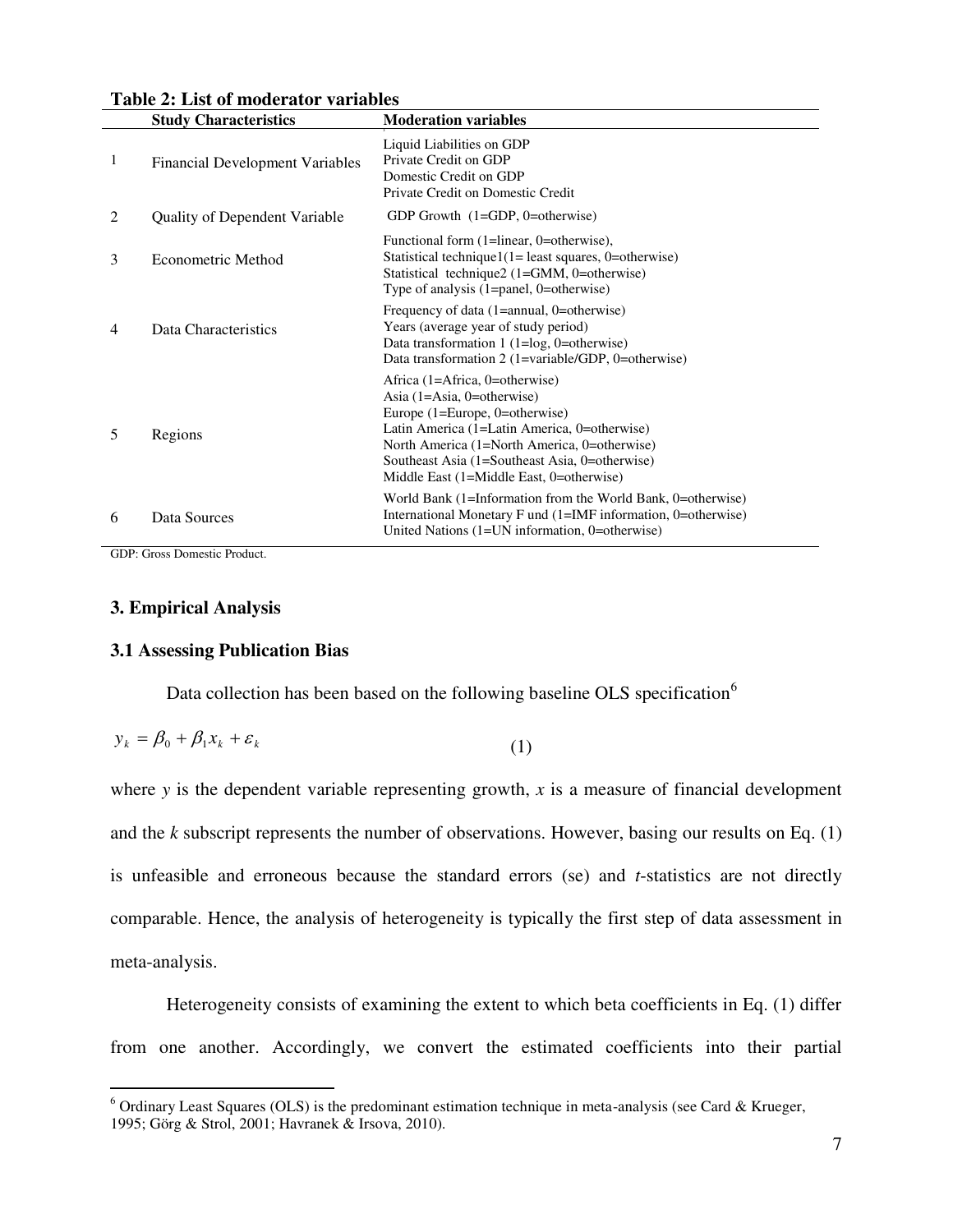**Table 2: List of moderator variables**

| | Study Characteristics | Moderation variables |
|---|---|---|
| 1 | Financial Development Variables | Liquid Liabilities on GDP<br>Private Credit on GDP<br>Domestic Credit on GDP<br>Private Credit on Domestic Credit |
| 2 | Quality of Dependent Variable | GDP Growth (1=GDP, 0=otherwise) |
| 3 | Econometric Method | Functional form (1=linear, 0=otherwise),<br>Statistical technique1(1= least squares, 0=otherwise)<br>Statistical technique2 (1=GMM, 0=otherwise)<br>Type of analysis (1=panel, 0=otherwise) |
| 4 | Data Characteristics | Frequency of data (1=annual, 0=otherwise)<br>Years (average year of study period)<br>Data transformation 1 (1=log, 0=otherwise)<br>Data transformation 2 (1=variable/GDP, 0=otherwise) |
| 5 | Regions | Africa (1=Africa, 0=otherwise)<br>Asia (1=Asia, 0=otherwise)<br>Europe (1=Europe, 0=otherwise)<br>Latin America (1=Latin America, 0=otherwise)<br>North America (1=North America, 0=otherwise)<br>Southeast Asia (1=Southeast Asia, 0=otherwise)<br>Middle East (1=Middle East, 0=otherwise) |
| 6 | Data Sources | World Bank (1=Information from the World Bank, 0=otherwise)<br>International Monetary F und (1=IMF information, 0=otherwise)<br>United Nations (1=UN information, 0=otherwise) |

GDP: Gross Domestic Product.

## 3. Empirical Analysis

### 3.1 Assessing Publication Bias

Data collection has been based on the following baseline OLS specification[6]

$$y_k = \beta_0 + \beta_1 x_k + \varepsilon_k \tag{1}$$

where *y* is the dependent variable representing growth, *x* is a measure of financial development and the *k* subscript represents the number of observations. However, basing our results on Eq. (1) is unfeasible and erroneous because the standard errors (se) and *t*-statistics are not directly comparable. Hence, the analysis of heterogeneity is typically the first step of data assessment in meta-analysis.

Heterogeneity consists of examining the extent to which beta coefficients in Eq. (1) differ from one another. Accordingly, we convert the estimated coefficients into their partial

[6] Ordinary Least Squares (OLS) is the predominant estimation technique in meta-analysis (see Card & Krueger, 1995; Görg & Strol, 2001; Havranek & Irsova, 2010).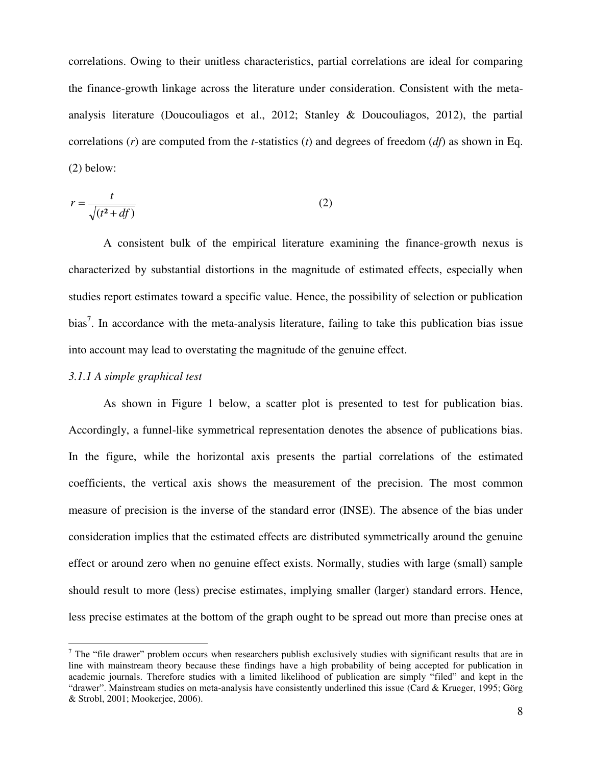correlations. Owing to their unitless characteristics, partial correlations are ideal for comparing the finance-growth linkage across the literature under consideration. Consistent with the meta-analysis literature (Doucouliagos et al., 2012; Stanley & Doucouliagos, 2012), the partial correlations (*r*) are computed from the *t*-statistics (*t*) and degrees of freedom (*df*) as shown in Eq. (2) below:

$$r = \frac{t}{\sqrt{(t^2 + df)}} \tag{2}$$

A consistent bulk of the empirical literature examining the finance-growth nexus is characterized by substantial distortions in the magnitude of estimated effects, especially when studies report estimates toward a specific value. Hence, the possibility of selection or publication bias[7]. In accordance with the meta-analysis literature, failing to take this publication bias issue into account may lead to overstating the magnitude of the genuine effect.

### *3.1.1 A simple graphical test*

As shown in Figure 1 below, a scatter plot is presented to test for publication bias. Accordingly, a funnel-like symmetrical representation denotes the absence of publications bias. In the figure, while the horizontal axis presents the partial correlations of the estimated coefficients, the vertical axis shows the measurement of the precision. The most common measure of precision is the inverse of the standard error (INSE). The absence of the bias under consideration implies that the estimated effects are distributed symmetrically around the genuine effect or around zero when no genuine effect exists. Normally, studies with large (small) sample should result to more (less) precise estimates, implying smaller (larger) standard errors. Hence, less precise estimates at the bottom of the graph ought to be spread out more than precise ones at

---

[7] The "file drawer" problem occurs when researchers publish exclusively studies with significant results that are in line with mainstream theory because these findings have a high probability of being accepted for publication in academic journals. Therefore studies with a limited likelihood of publication are simply "filed" and kept in the "drawer". Mainstream studies on meta-analysis have consistently underlined this issue (Card & Krueger, 1995; Görg & Strobl, 2001; Mookerjee, 2006).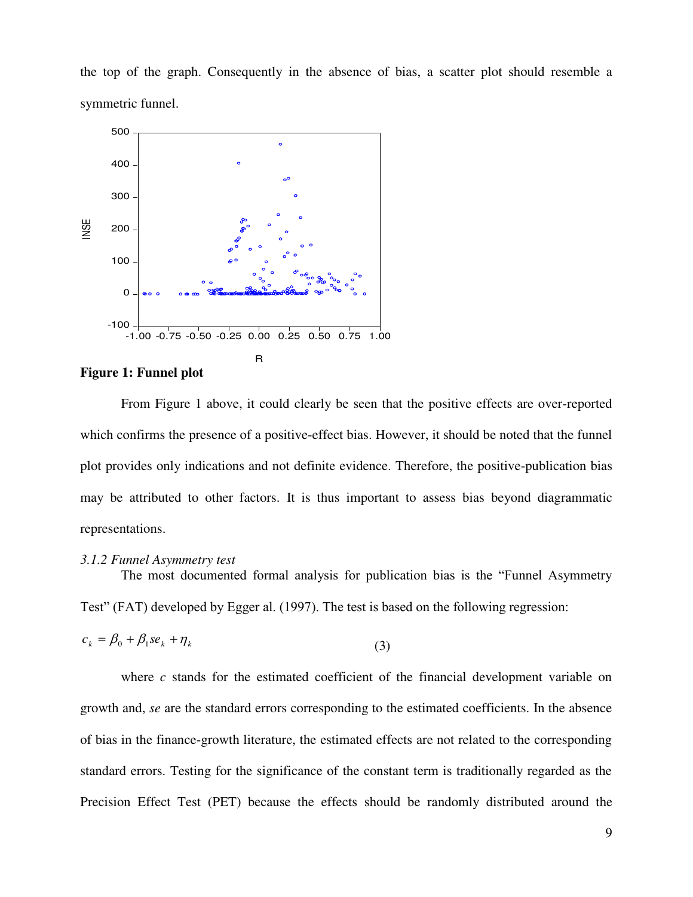the top of the graph. Consequently in the absence of bias, a scatter plot should resemble a symmetric funnel.

**Figure 1: Funnel plot**

From Figure 1 above, it could clearly be seen that the positive effects are over-reported which confirms the presence of a positive-effect bias. However, it should be noted that the funnel plot provides only indications and not definite evidence. Therefore, the positive-publication bias may be attributed to other factors. It is thus important to assess bias beyond diagrammatic representations.

*3.1.2 Funnel Asymmetry test*

The most documented formal analysis for publication bias is the "Funnel Asymmetry Test" (FAT) developed by Egger al. (1997). The test is based on the following regression:

$$c_k = \beta_0 + \beta_1 se_k + \eta_k \qquad (3)$$

where $c$ stands for the estimated coefficient of the financial development variable on growth and, $se$ are the standard errors corresponding to the estimated coefficients. In the absence of bias in the finance-growth literature, the estimated effects are not related to the corresponding standard errors. Testing for the significance of the constant term is traditionally regarded as the Precision Effect Test (PET) because the effects should be randomly distributed around the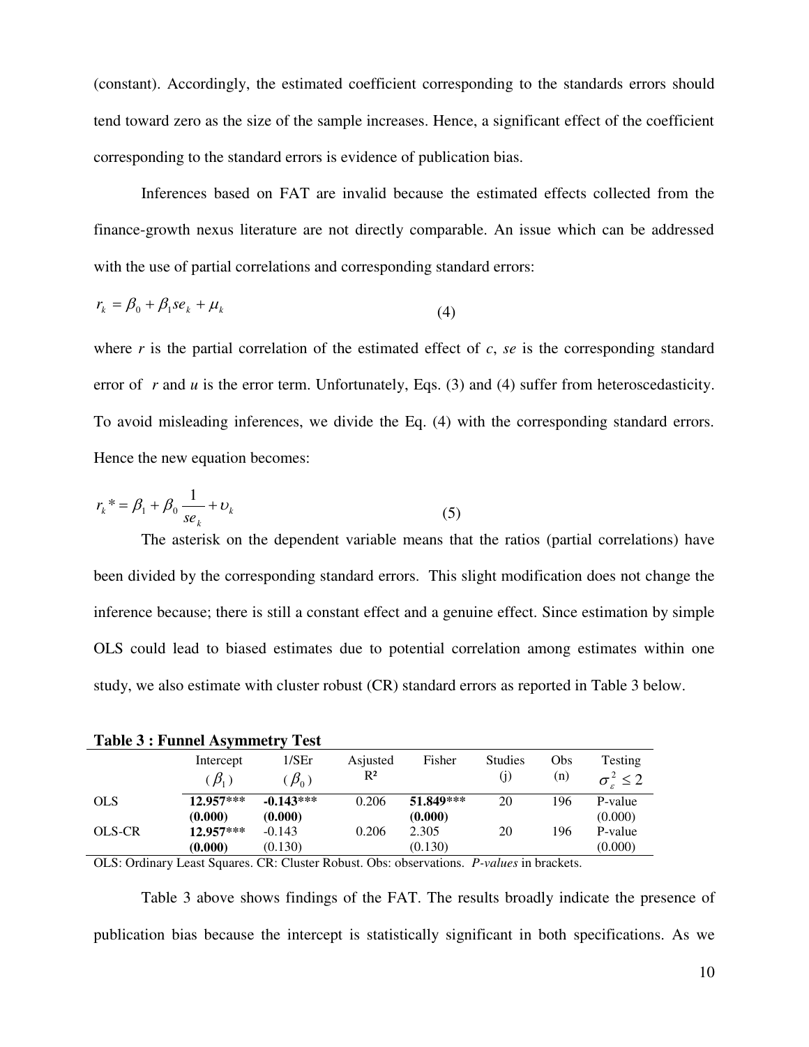(constant). Accordingly, the estimated coefficient corresponding to the standards errors should tend toward zero as the size of the sample increases. Hence, a significant effect of the coefficient corresponding to the standard errors is evidence of publication bias.

Inferences based on FAT are invalid because the estimated effects collected from the finance-growth nexus literature are not directly comparable. An issue which can be addressed with the use of partial correlations and corresponding standard errors:

$$r_k = \beta_0 + \beta_1 se_k + \mu_k \tag{4}$$

where *r* is the partial correlation of the estimated effect of *c*, *se* is the corresponding standard error of *r* and *u* is the error term. Unfortunately, Eqs. (3) and (4) suffer from heteroscedasticity. To avoid misleading inferences, we divide the Eq. (4) with the corresponding standard errors. Hence the new equation becomes:

$$r_k^* = \beta_1 + \beta_0 \frac{1}{se_k} + \upsilon_k \tag{5}$$

The asterisk on the dependent variable means that the ratios (partial correlations) have been divided by the corresponding standard errors. This slight modification does not change the inference because; there is still a constant effect and a genuine effect. Since estimation by simple OLS could lead to biased estimates due to potential correlation among estimates within one study, we also estimate with cluster robust (CR) standard errors as reported in Table 3 below.

**Table 3 : Funnel Asymmetry Test**

| | Intercept ($\beta_1$) | 1/SEr ($\beta_0$) | Asjusted R² | Fisher | Studies (j) | Obs (n) | Testing $\sigma_\varepsilon^2 \leq 2$ |
|---|---|---|---|---|---|---|---|
| OLS | **12.957*** ** | **-0.143*** ** | 0.206 | **51.849*** ** | 20 | 196 | P-value |
| | **(0.000)** | **(0.000)** | | **(0.000)** | | | (0.000) |
| OLS-CR | **12.957*** ** | -0.143 | 0.206 | 2.305 | 20 | 196 | P-value |
| | **(0.000)** | (0.130) | | (0.130) | | | (0.000) |

OLS: Ordinary Least Squares. CR: Cluster Robust. Obs: observations. *P-values* in brackets.

Table 3 above shows findings of the FAT. The results broadly indicate the presence of publication bias because the intercept is statistically significant in both specifications. As we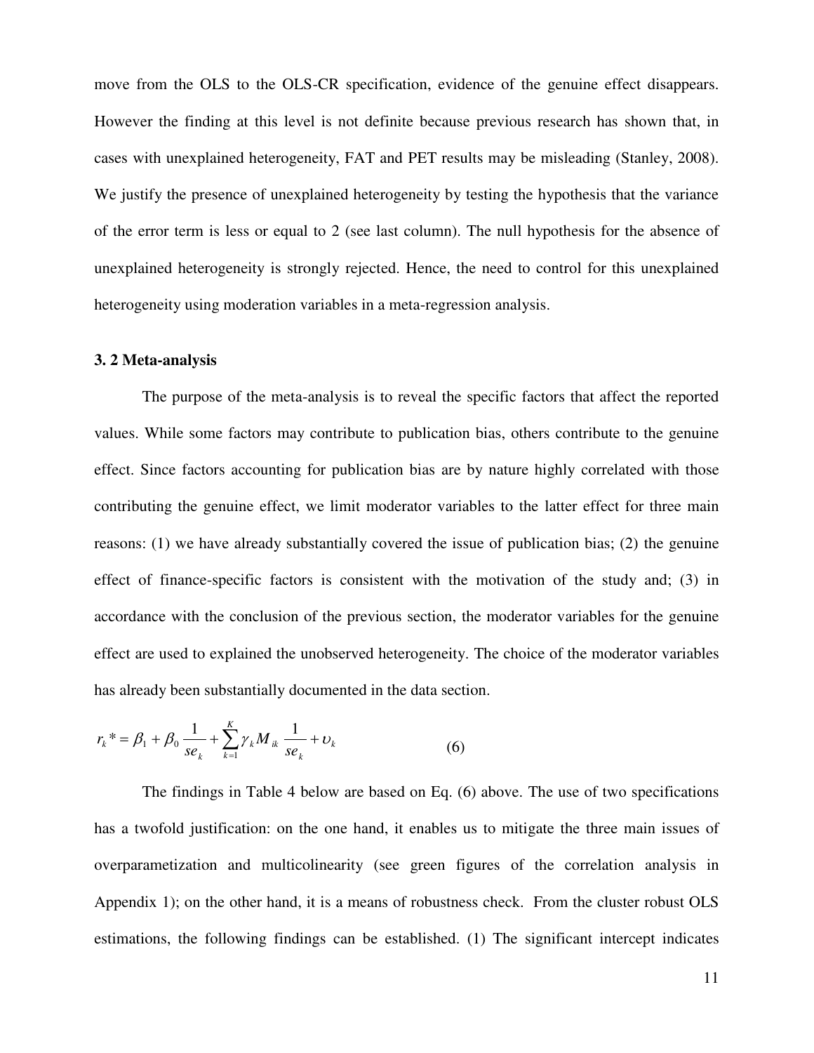move from the OLS to the OLS-CR specification, evidence of the genuine effect disappears. However the finding at this level is not definite because previous research has shown that, in cases with unexplained heterogeneity, FAT and PET results may be misleading (Stanley, 2008). We justify the presence of unexplained heterogeneity by testing the hypothesis that the variance of the error term is less or equal to 2 (see last column). The null hypothesis for the absence of unexplained heterogeneity is strongly rejected. Hence, the need to control for this unexplained heterogeneity using moderation variables in a meta-regression analysis.

### 3. 2 Meta-analysis

The purpose of the meta-analysis is to reveal the specific factors that affect the reported values. While some factors may contribute to publication bias, others contribute to the genuine effect. Since factors accounting for publication bias are by nature highly correlated with those contributing the genuine effect, we limit moderator variables to the latter effect for three main reasons: (1) we have already substantially covered the issue of publication bias; (2) the genuine effect of finance-specific factors is consistent with the motivation of the study and; (3) in accordance with the conclusion of the previous section, the moderator variables for the genuine effect are used to explained the unobserved heterogeneity. The choice of the moderator variables has already been substantially documented in the data section.

$$r_k{}^* = \beta_1 + \beta_0 \frac{1}{se_k} + \sum_{k=1}^{K} \gamma_k M_{ik} \frac{1}{se_k} + \upsilon_k \qquad (6)$$

The findings in Table 4 below are based on Eq. (6) above. The use of two specifications has a twofold justification: on the one hand, it enables us to mitigate the three main issues of overparametization and multicolinearity (see green figures of the correlation analysis in Appendix 1); on the other hand, it is a means of robustness check. From the cluster robust OLS estimations, the following findings can be established. (1) The significant intercept indicates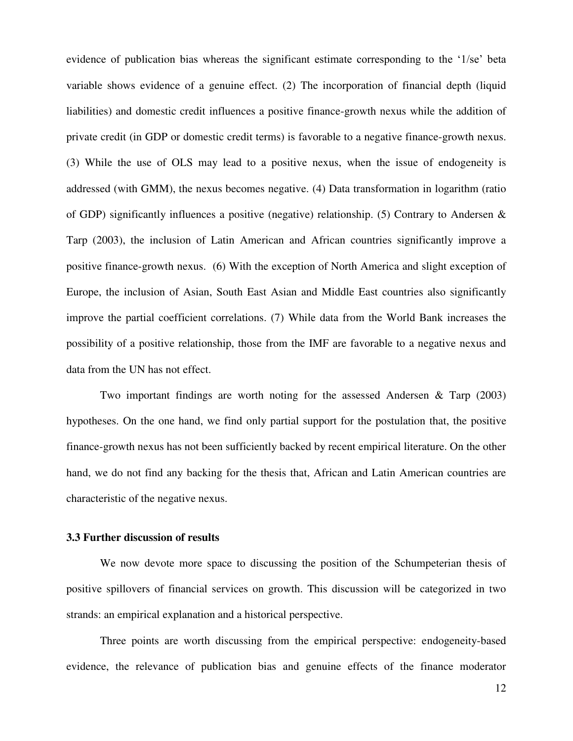evidence of publication bias whereas the significant estimate corresponding to the '1/se' beta variable shows evidence of a genuine effect. (2) The incorporation of financial depth (liquid liabilities) and domestic credit influences a positive finance-growth nexus while the addition of private credit (in GDP or domestic credit terms) is favorable to a negative finance-growth nexus. (3) While the use of OLS may lead to a positive nexus, when the issue of endogeneity is addressed (with GMM), the nexus becomes negative. (4) Data transformation in logarithm (ratio of GDP) significantly influences a positive (negative) relationship. (5) Contrary to Andersen & Tarp (2003), the inclusion of Latin American and African countries significantly improve a positive finance-growth nexus. (6) With the exception of North America and slight exception of Europe, the inclusion of Asian, South East Asian and Middle East countries also significantly improve the partial coefficient correlations. (7) While data from the World Bank increases the possibility of a positive relationship, those from the IMF are favorable to a negative nexus and data from the UN has not effect.

Two important findings are worth noting for the assessed Andersen & Tarp (2003) hypotheses. On the one hand, we find only partial support for the postulation that, the positive finance-growth nexus has not been sufficiently backed by recent empirical literature. On the other hand, we do not find any backing for the thesis that, African and Latin American countries are characteristic of the negative nexus.

### 3.3 Further discussion of results

We now devote more space to discussing the position of the Schumpeterian thesis of positive spillovers of financial services on growth. This discussion will be categorized in two strands: an empirical explanation and a historical perspective.

Three points are worth discussing from the empirical perspective: endogeneity-based evidence, the relevance of publication bias and genuine effects of the finance moderator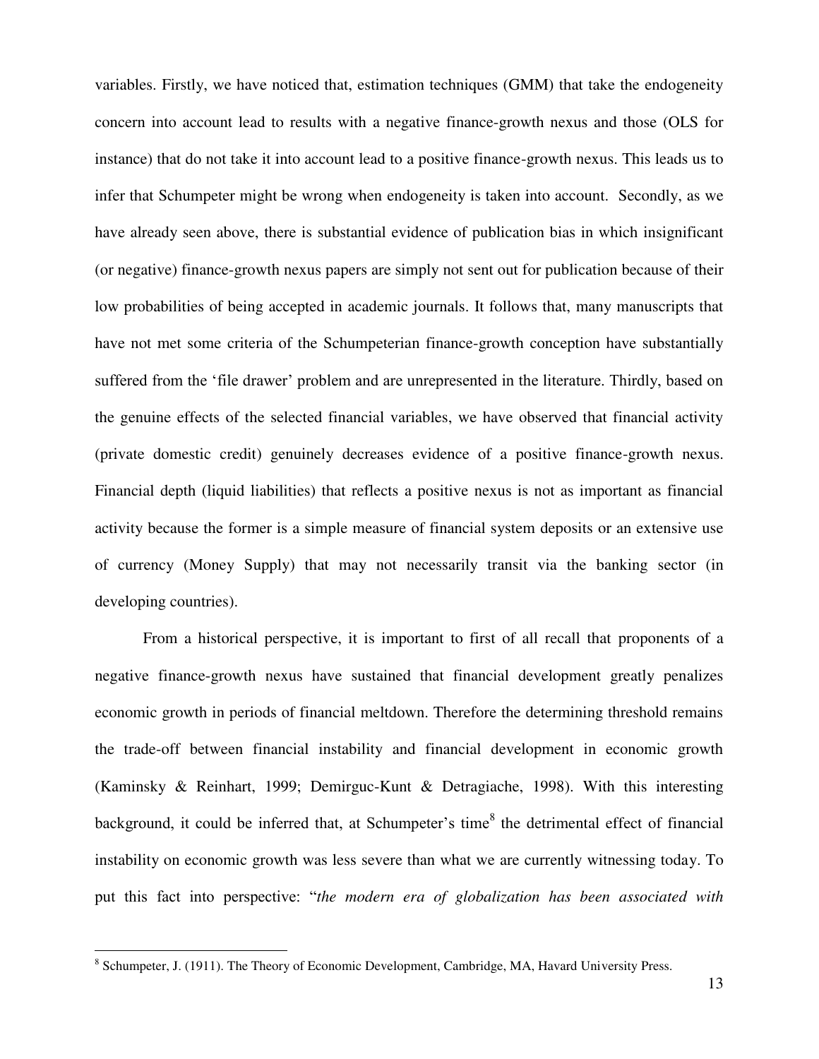variables. Firstly, we have noticed that, estimation techniques (GMM) that take the endogeneity concern into account lead to results with a negative finance-growth nexus and those (OLS for instance) that do not take it into account lead to a positive finance-growth nexus. This leads us to infer that Schumpeter might be wrong when endogeneity is taken into account. Secondly, as we have already seen above, there is substantial evidence of publication bias in which insignificant (or negative) finance-growth nexus papers are simply not sent out for publication because of their low probabilities of being accepted in academic journals. It follows that, many manuscripts that have not met some criteria of the Schumpeterian finance-growth conception have substantially suffered from the 'file drawer' problem and are unrepresented in the literature. Thirdly, based on the genuine effects of the selected financial variables, we have observed that financial activity (private domestic credit) genuinely decreases evidence of a positive finance-growth nexus. Financial depth (liquid liabilities) that reflects a positive nexus is not as important as financial activity because the former is a simple measure of financial system deposits or an extensive use of currency (Money Supply) that may not necessarily transit via the banking sector (in developing countries).

From a historical perspective, it is important to first of all recall that proponents of a negative finance-growth nexus have sustained that financial development greatly penalizes economic growth in periods of financial meltdown. Therefore the determining threshold remains the trade-off between financial instability and financial development in economic growth (Kaminsky & Reinhart, 1999; Demirguc-Kunt & Detragiache, 1998). With this interesting background, it could be inferred that, at Schumpeter's time[8] the detrimental effect of financial instability on economic growth was less severe than what we are currently witnessing today. To put this fact into perspective: "*the modern era of globalization has been associated with*

[8] Schumpeter, J. (1911). The Theory of Economic Development, Cambridge, MA, Havard University Press.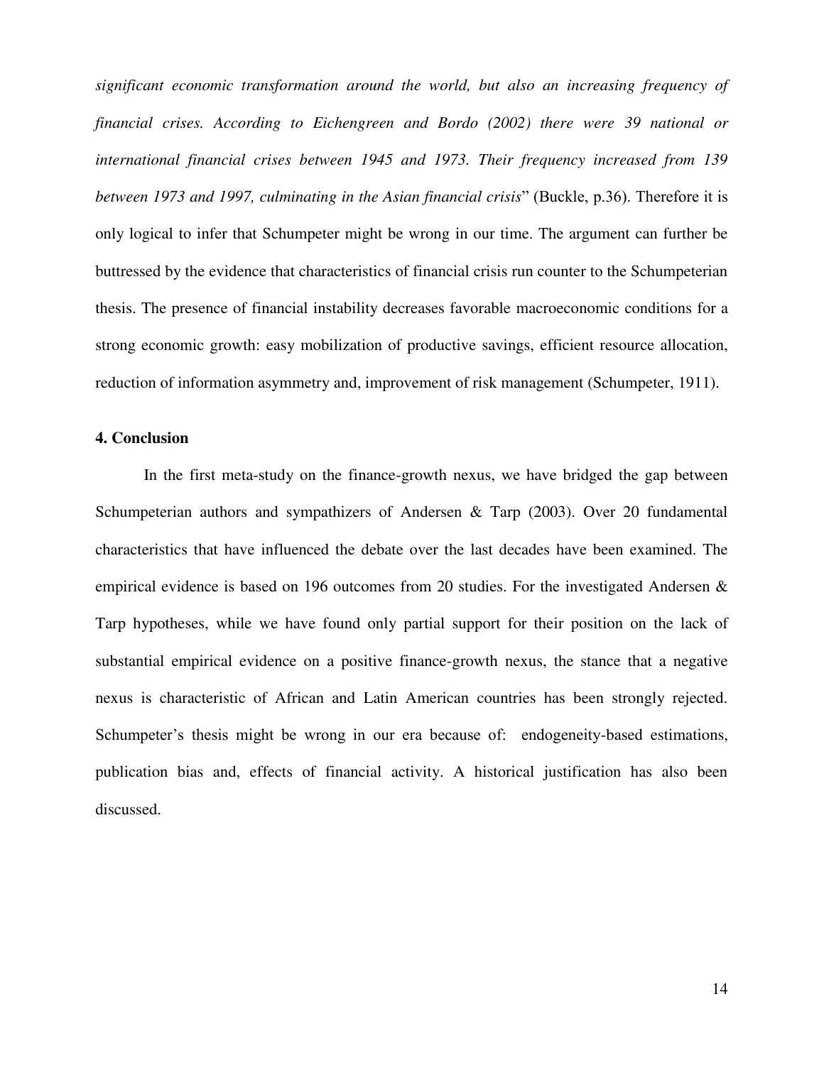*significant economic transformation around the world, but also an increasing frequency of financial crises. According to Eichengreen and Bordo (2002) there were 39 national or international financial crises between 1945 and 1973. Their frequency increased from 139 between 1973 and 1997, culminating in the Asian financial crisis*" (Buckle, p.36). Therefore it is only logical to infer that Schumpeter might be wrong in our time. The argument can further be buttressed by the evidence that characteristics of financial crisis run counter to the Schumpeterian thesis. The presence of financial instability decreases favorable macroeconomic conditions for a strong economic growth: easy mobilization of productive savings, efficient resource allocation, reduction of information asymmetry and, improvement of risk management (Schumpeter, 1911).

**4. Conclusion**

In the first meta-study on the finance-growth nexus, we have bridged the gap between Schumpeterian authors and sympathizers of Andersen & Tarp (2003). Over 20 fundamental characteristics that have influenced the debate over the last decades have been examined. The empirical evidence is based on 196 outcomes from 20 studies. For the investigated Andersen & Tarp hypotheses, while we have found only partial support for their position on the lack of substantial empirical evidence on a positive finance-growth nexus, the stance that a negative nexus is characteristic of African and Latin American countries has been strongly rejected. Schumpeter's thesis might be wrong in our era because of: endogeneity-based estimations, publication bias and, effects of financial activity. A historical justification has also been discussed.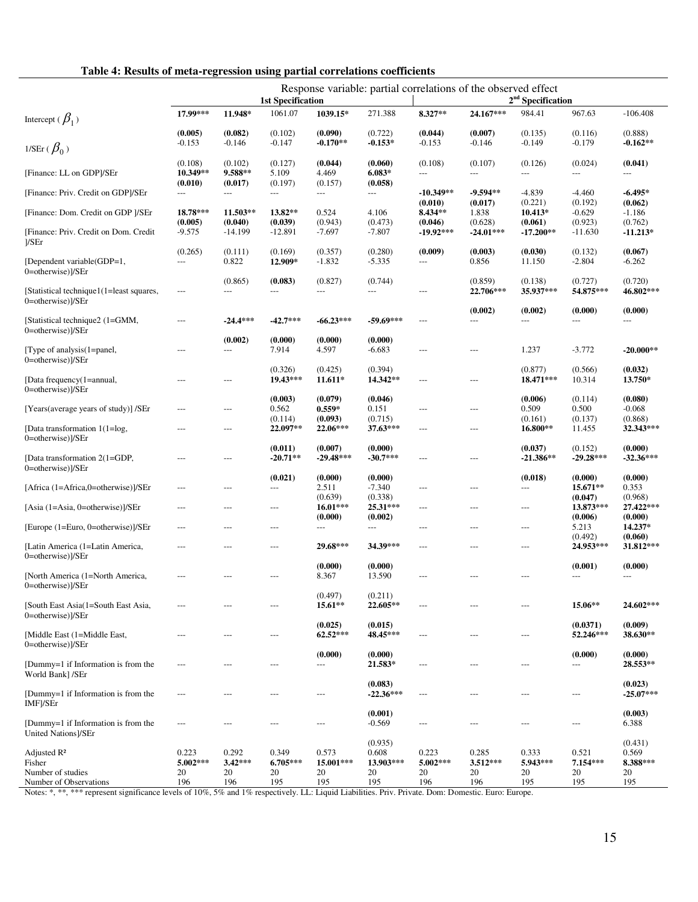**Table 4: Results of meta-regression using partial correlations coefficients**

| | Response variable: partial correlations of the observed effect | | | | | | | | | |
|---|---|---|---|---|---|---|---|---|---|---|
| | 1st Specification | | | | | 2nd Specification | | | | |
| Intercept ($\beta_1$) | **17.99\*\*\*** | **11.948\*** | 1061.07 | **1039.15\*** | 271.388 | **8.327\*\*** | **24.167\*\*\*** | 984.41 | 967.63 | -106.408 |
| | **(0.005)** | **(0.082)** | (0.102) | **(0.090)** | (0.722) | **(0.044)** | **(0.007)** | (0.135) | (0.116) | (0.888) |
| 1/SEr ($\beta_0$) | -0.153 | -0.146 | -0.147 | **-0.170\*\*** | **-0.153\*** | -0.153 | -0.146 | -0.149 | -0.179 | **-0.162\*\*** |
| | (0.108) | (0.102) | (0.127) | **(0.044)** | **(0.060)** | (0.108) | (0.107) | (0.126) | (0.024) | **(0.041)** |
| [Finance: LL on GDP]/SEr | **10.349\*\*** | **9.588\*\*** | 5.109 | 4.469 | **6.083\*** | --- | --- | --- | --- | --- |
| | **(0.010)** | **(0.017)** | (0.197) | (0.157) | **(0.058)** | | | | | |
| [Finance: Priv. Credit on GDP]/SEr | --- | --- | --- | --- | --- | **-10.349\*\*** | **-9.594\*\*** | -4.839 | -4.460 | **-6.495\*** |
| | | | | | | **(0.010)** | **(0.017)** | (0.221) | (0.192) | **(0.062)** |
| [Finance: Dom. Credit on GDP ]/SEr | **18.78\*\*\*** | **11.503\*\*** | **13.82\*\*** | 0.524 | 4.106 | **8.434\*\*** | 1.838 | **10.413\*** | -0.629 | -1.186 |
| | **(0.005)** | **(0.040)** | **(0.039)** | (0.943) | (0.473) | **(0.046)** | (0.628) | **(0.061)** | (0.923) | (0.762) |
| [Finance: Priv. Credit on Dom. Credit ]/SEr | -9.575 | -14.199 | -12.891 | -7.697 | -7.807 | **-19.92\*\*\*** | **-24.01\*\*\*** | **-17.200\*\*** | -11.630 | **-11.213\*** |
| | (0.265) | (0.111) | (0.169) | (0.357) | (0.280) | **(0.009)** | **(0.003)** | **(0.030)** | (0.132) | **(0.067)** |
| [Dependent variable(GDP=1, 0=otherwise)]/SEr | --- | 0.822 | **12.909\*** | -1.832 | -5.335 | --- | 0.856 | 11.150 | -2.804 | -6.262 |
| | | (0.865) | **(0.083)** | (0.827) | (0.744) | | (0.859) | (0.138) | (0.727) | (0.720) |
| [Statistical technique1(1=least squares, 0=otherwise)]/SEr | --- | --- | --- | --- | --- | --- | **22.706\*\*\*** | **35.937\*\*\*** | **54.875\*\*\*** | **46.802\*\*\*** |
| | | | | | | | **(0.002)** | **(0.002)** | **(0.000)** | **(0.000)** |
| [Statistical technique2 (1=GMM, 0=otherwise)]/SEr | --- | **-24.4\*\*\*** | **-42.7\*\*\*** | **-66.23\*\*\*** | **-59.69\*\*\*** | --- | --- | --- | --- | --- |
| | | **(0.002)** | **(0.000)** | **(0.000)** | **(0.000)** | | | | | |
| [Type of analysis(1=panel, 0=otherwise)]/SEr | --- | --- | 7.914 | 4.597 | -6.683 | --- | --- | 1.237 | -3.772 | **-20.000\*\*** |
| | | | (0.326) | (0.425) | (0.394) | | | (0.877) | (0.566) | **(0.032)** |
| [Data frequency(1=annual, 0=otherwise)]/SEr | --- | --- | **19.43\*\*\*** | **11.611\*** | **14.342\*\*** | --- | --- | **18.471\*\*\*** | 10.314 | **13.750\*** |
| | | | **(0.003)** | **(0.079)** | **(0.046)** | | | **(0.006)** | (0.114) | **(0.080)** |
| [Years(average years of study)] /SEr | --- | --- | 0.562 | **0.559\*** | 0.151 | --- | --- | 0.509 | 0.500 | -0.068 |
| | | | (0.114) | **(0.093)** | (0.715) | | | (0.161) | (0.137) | (0.868) |
| [Data transformation 1(1=log, 0=otherwise)]/SEr | --- | --- | **22.097\*\*** | **22.06\*\*\*** | **37.63\*\*\*** | --- | --- | **16.800\*\*** | 11.455 | **32.343\*\*\*** |
| | | | **(0.011)** | **(0.007)** | **(0.000)** | | | **(0.037)** | (0.152) | **(0.000)** |
| [Data transformation 2(1=GDP, 0=otherwise)]/SEr | --- | --- | **-20.71\*\*** | **-29.48\*\*\*** | **-30.7\*\*\*** | --- | --- | **-21.386\*\*** | **-29.28\*\*\*** | **-32.36\*\*\*** |
| | | | **(0.021)** | **(0.000)** | **(0.000)** | | | **(0.018)** | **(0.000)** | **(0.000)** |
| [Africa (1=Africa,0=otherwise)]/SEr | --- | --- | --- | 2.511 | -7.340 | --- | --- | --- | **15.671\*\*** | 0.353 |
| | | | | (0.639) | (0.338) | | | | **(0.047)** | (0.968) |
| [Asia (1=Asia, 0=otherwise)]/SEr | --- | --- | --- | **16.01\*\*\*** | **25.31\*\*\*** | --- | --- | --- | **13.873\*\*\*** | **27.422\*\*\*** |
| | | | | **(0.000)** | **(0.002)** | | | | **(0.006)** | **(0.000)** |
| [Europe (1=Euro, 0=otherwise)]/SEr | --- | --- | --- | --- | --- | --- | --- | --- | 5.213 | **14.237\*** |
| | | | | | | | | | (0.492) | **(0.060)** |
| [Latin America (1=Latin America, 0=otherwise)]/SEr | --- | --- | --- | **29.68\*\*\*** | **34.39\*\*\*** | --- | --- | --- | **24.953\*\*\*** | **31.812\*\*\*** |
| | | | | **(0.000)** | **(0.000)** | | | | **(0.001)** | **(0.000)** |
| [North America (1=North America, 0=otherwise)]/SEr | --- | --- | --- | 8.367 | 13.590 | --- | --- | --- | --- | --- |
| | | | | (0.497) | (0.211) | | | | | |
| [South East Asia(1=South East Asia, 0=otherwise)]/SEr | --- | --- | --- | **15.61\*\*** | **22.605\*\*** | --- | --- | --- | **15.06\*\*** | **24.602\*\*\*** |
| | | | | **(0.025)** | **(0.015)** | | | | **(0.0371)** | **(0.009)** |
| [Middle East (1=Middle East, 0=otherwise)]/SEr | --- | --- | --- | **62.52\*\*\*** | **48.45\*\*\*** | --- | --- | --- | **52.246\*\*\*** | **38.630\*\*** |
| | | | | **(0.000)** | **(0.000)** | | | | **(0.000)** | **(0.000)** |
| [Dummy=1 if Information is from the World Bank] /SEr | --- | --- | --- | --- | **21.583\*** | --- | --- | --- | --- | **28.553\*\*** |
| | | | | | **(0.083)** | | | | | **(0.023)** |
| [Dummy=1 if Information is from the IMF]/SEr | --- | --- | --- | --- | **-22.36\*\*\*** | --- | --- | --- | --- | **-25.07\*\*\*** |
| | | | | | **(0.001)** | | | | | **(0.003)** |
| [Dummy=1 if Information is from the United Nations]/SEr | --- | --- | --- | --- | -0.569 | --- | --- | --- | --- | 6.388 |
| | | | | | (0.935) | | | | | (0.431) |
| Adjusted R² | 0.223 | 0.292 | 0.349 | 0.573 | 0.608 | 0.223 | 0.285 | 0.333 | 0.521 | 0.569 |
| Fisher | **5.002\*\*\*** | **3.42\*\*\*** | **6.705\*\*\*** | **15.001\*\*\*** | **13.903\*\*\*** | **5.002\*\*\*** | **3.512\*\*\*** | **5.943\*\*\*** | **7.154\*\*\*** | **8.388\*\*\*** |
| Number of studies | 20 | 20 | 20 | 20 | 20 | 20 | 20 | 20 | 20 | 20 |
| Number of Observations | 196 | 196 | 195 | 195 | 195 | 196 | 196 | 195 | 195 | 195 |

Notes: \*, \*\*, \*\*\* represent significance levels of 10%, 5% and 1% respectively. LL: Liquid Liabilities. Priv. Private. Dom: Domestic. Euro: Europe.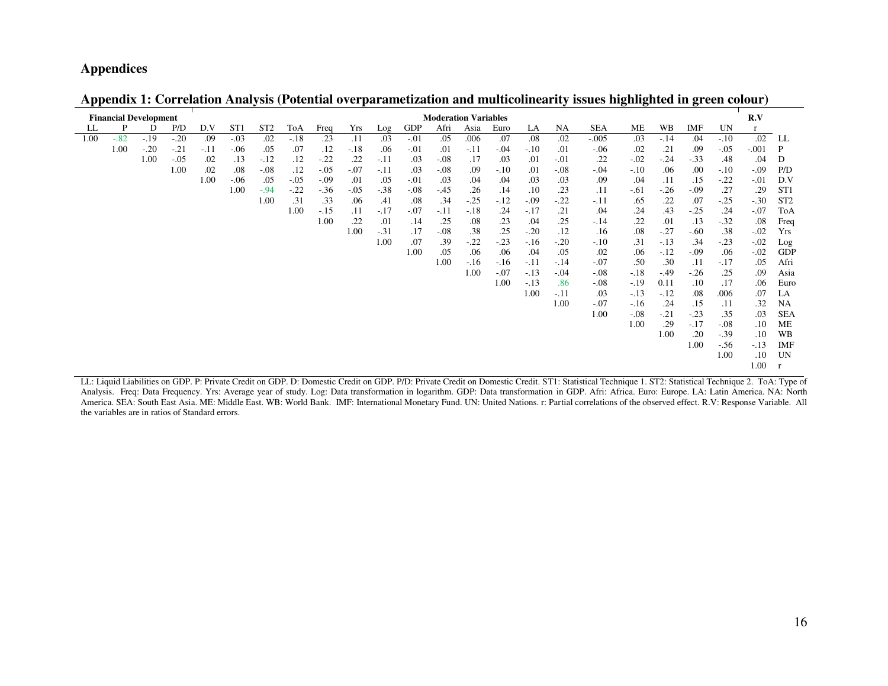## Appendices

### Appendix 1: Correlation Analysis (Potential overparametization and multicolinearity issues highlighted in green colour)

| Financial Development | | | | Moderation Variables | | | | | | | | | | | | | | | | | | R.V | |
|---|---|---|---|---|---|---|---|---|---|---|---|---|---|---|---|---|---|---|---|---|---|---|---|
| LL | P | D | P/D | D.V | ST1 | ST2 | ToA | Freq | Yrs | Log | GDP | Afri | Asia | Euro | LA | NA | SEA | ME | WB | IMF | UN | r | |
| 1.00 | -.82 | -.19 | -.20 | .09 | -.03 | .02 | -.18 | .23 | .11 | .03 | -.01 | .05 | .006 | .07 | .08 | .02 | -.005 | .03 | -.14 | .04 | -.10 | .02 | LL |
| | 1.00 | -.20 | -.21 | -.11 | -.06 | .05 | .07 | .12 | -.18 | .06 | -.01 | .01 | -.11 | -.04 | -.10 | .01 | -.06 | .02 | .21 | .09 | -.05 | -.001 | P |
| | | 1.00 | -.05 | .02 | .13 | -.12 | .12 | -.22 | .22 | -.11 | .03 | -.08 | .17 | .03 | .01 | -.01 | .22 | -.02 | -.24 | -.33 | .48 | .04 | D |
| | | | 1.00 | .02 | .08 | -.08 | .12 | -.05 | -.07 | -.11 | .03 | -.08 | .09 | -.10 | .01 | -.08 | -.04 | -.10 | .06 | .00 | -.10 | -.09 | P/D |
| | | | | 1.00 | -.06 | .05 | -.05 | -.09 | .01 | .05 | -.01 | .03 | .04 | .04 | .03 | .03 | .09 | .04 | .11 | .15 | -.22 | -.01 | D.V |
| | | | | | 1.00 | -.94 | -.22 | -.36 | -.05 | -.38 | -.08 | -.45 | .26 | .14 | .10 | .23 | .11 | -.61 | -.26 | -.09 | .27 | .29 | ST1 |
| | | | | | | 1.00 | .31 | .33 | .06 | .41 | .08 | .34 | -.25 | -.12 | -.09 | -.22 | -.11 | .65 | .22 | .07 | -.25 | -.30 | ST2 |
| | | | | | | | 1.00 | -.15 | .11 | -.17 | -.07 | -.11 | -.18 | .24 | -.17 | .21 | .04 | .24 | .43 | -.25 | .24 | -.07 | ToA |
| | | | | | | | | 1.00 | .22 | .01 | .14 | .25 | .08 | .23 | .04 | .25 | -.14 | .22 | .01 | .13 | -.32 | .08 | Freq |
| | | | | | | | | | 1.00 | -.31 | .17 | -.08 | .38 | .25 | -.20 | .12 | .16 | .08 | -.27 | -.60 | .38 | -.02 | Yrs |
| | | | | | | | | | | 1.00 | .07 | .39 | -.22 | -.23 | -.16 | -.20 | -.10 | .31 | -.13 | .34 | -.23 | -.02 | Log |
| | | | | | | | | | | | 1.00 | .05 | .06 | .06 | .04 | .05 | .02 | .06 | -.12 | -.09 | .06 | -.02 | GDP |
| | | | | | | | | | | | | 1.00 | -.16 | -.16 | -.11 | -.14 | -.07 | .50 | .30 | .11 | -.17 | .05 | Afri |
| | | | | | | | | | | | | | 1.00 | -.07 | -.13 | -.04 | -.08 | -.18 | -.49 | -.26 | .25 | .09 | Asia |
| | | | | | | | | | | | | | | 1.00 | -.13 | .86 | -.08 | -.19 | 0.11 | .10 | .17 | .06 | Euro |
| | | | | | | | | | | | | | | | 1.00 | -.11 | .03 | -.13 | -.12 | .08 | .006 | .07 | LA |
| | | | | | | | | | | | | | | | | 1.00 | -.07 | -.16 | .24 | .15 | .11 | .32 | NA |
| | | | | | | | | | | | | | | | | | 1.00 | -.08 | -.21 | -.23 | .35 | .03 | SEA |
| | | | | | | | | | | | | | | | | | | 1.00 | .29 | -.17 | -.08 | .10 | ME |
| | | | | | | | | | | | | | | | | | | | 1.00 | .20 | -.39 | .10 | WB |
| | | | | | | | | | | | | | | | | | | | | 1.00 | -.56 | -.13 | IMF |
| | | | | | | | | | | | | | | | | | | | | | 1.00 | .10 | UN |
| | | | | | | | | | | | | | | | | | | | | | | 1.00 | r |

LL: Liquid Liabilities on GDP. P: Private Credit on GDP. D: Domestic Credit on GDP. P/D: Private Credit on Domestic Credit. ST1: Statistical Technique 1. ST2: Statistical Technique 2. ToA: Type of Analysis. Freq: Data Frequency. Yrs: Average year of study. Log: Data transformation in logarithm. GDP: Data transformation in GDP. Afri: Africa. Euro: Europe. LA: Latin America. NA: North America. SEA: South East Asia. ME: Middle East. WB: World Bank. IMF: International Monetary Fund. UN: United Nations. r: Partial correlations of the observed effect. R.V: Response Variable. All the variables are in ratios of Standard errors.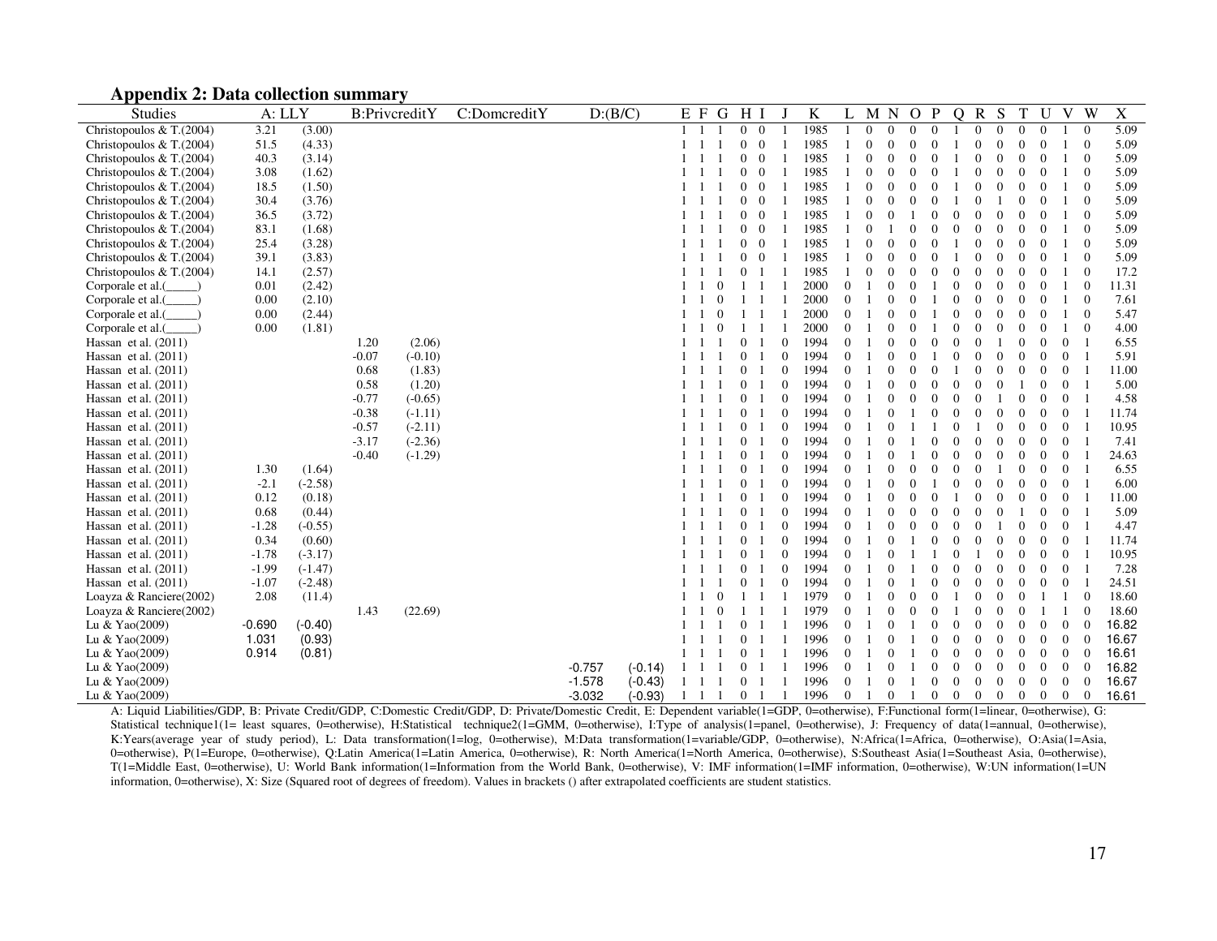## Appendix 2: Data collection summary

| Studies | A: LLY | | B:PrivcreditY | | C:DomcreditY | | D:(B/C) | | E | F | G | H | I | J | K | L | M | N | O | P | Q | R | S | T | U | V | W | X |
|---|---|---|---|---|---|---|---|---|---|---|---|---|---|---|---|---|---|---|---|---|---|---|---|---|---|---|---|---|
| Christopoulos & T.(2004) | 3.21 | (3.00) | | | | | | | 1 | 1 | 1 | 0 | 0 | 1 | 1985 | 1 | 0 | 0 | 0 | 0 | 1 | 0 | 0 | 0 | 0 | 1 | 0 | 5.09 |
| Christopoulos & T.(2004) | 51.5 | (4.33) | | | | | | | 1 | 1 | 1 | 0 | 0 | 1 | 1985 | 1 | 0 | 0 | 0 | 0 | 1 | 0 | 0 | 0 | 0 | 1 | 0 | 5.09 |
| Christopoulos & T.(2004) | 40.3 | (3.14) | | | | | | | 1 | 1 | 1 | 0 | 0 | 1 | 1985 | 1 | 0 | 0 | 0 | 0 | 1 | 0 | 0 | 0 | 0 | 1 | 0 | 5.09 |
| Christopoulos & T.(2004) | 3.08 | (1.62) | | | | | | | 1 | 1 | 1 | 0 | 0 | 1 | 1985 | 1 | 0 | 0 | 0 | 0 | 1 | 0 | 0 | 0 | 0 | 1 | 0 | 5.09 |
| Christopoulos & T.(2004) | 18.5 | (1.50) | | | | | | | 1 | 1 | 1 | 0 | 0 | 1 | 1985 | 1 | 0 | 0 | 0 | 0 | 1 | 0 | 0 | 0 | 0 | 1 | 0 | 5.09 |
| Christopoulos & T.(2004) | 30.4 | (3.76) | | | | | | | 1 | 1 | 1 | 0 | 0 | 1 | 1985 | 1 | 0 | 0 | 0 | 0 | 1 | 0 | 1 | 0 | 0 | 1 | 0 | 5.09 |
| Christopoulos & T.(2004) | 36.5 | (3.72) | | | | | | | 1 | 1 | 1 | 0 | 0 | 1 | 1985 | 1 | 0 | 0 | 1 | 0 | 0 | 0 | 0 | 0 | 0 | 1 | 0 | 5.09 |
| Christopoulos & T.(2004) | 83.1 | (1.68) | | | | | | | 1 | 1 | 1 | 0 | 0 | 1 | 1985 | 1 | 0 | 1 | 0 | 0 | 0 | 0 | 0 | 0 | 0 | 1 | 0 | 5.09 |
| Christopoulos & T.(2004) | 25.4 | (3.28) | | | | | | | 1 | 1 | 1 | 0 | 0 | 1 | 1985 | 1 | 0 | 0 | 0 | 0 | 1 | 0 | 0 | 0 | 0 | 1 | 0 | 5.09 |
| Christopoulos & T.(2004) | 39.1 | (3.83) | | | | | | | 1 | 1 | 1 | 0 | 0 | 1 | 1985 | 1 | 0 | 0 | 0 | 0 | 1 | 0 | 0 | 0 | 0 | 1 | 0 | 5.09 |
| Christopoulos & T.(2004) | 14.1 | (2.57) | | | | | | | 1 | 1 | 1 | 0 | 1 | 1 | 1985 | 1 | 0 | 0 | 0 | 0 | 0 | 0 | 0 | 0 | 0 | 1 | 0 | 17.2 |
| Corporale et al.(_____) | 0.01 | (2.42) | | | | | | | 1 | 1 | 0 | 1 | 1 | 1 | 2000 | 0 | 1 | 0 | 0 | 1 | 0 | 0 | 0 | 0 | 0 | 1 | 0 | 11.31 |
| Corporale et al.(_____) | 0.00 | (2.10) | | | | | | | 1 | 1 | 0 | 1 | 1 | 1 | 2000 | 0 | 1 | 0 | 0 | 1 | 0 | 0 | 0 | 0 | 0 | 1 | 0 | 7.61 |
| Corporale et al.(_____) | 0.00 | (2.44) | | | | | | | 1 | 1 | 0 | 1 | 1 | 1 | 2000 | 0 | 1 | 0 | 0 | 1 | 0 | 0 | 0 | 0 | 0 | 1 | 0 | 5.47 |
| Corporale et al.(_____) | 0.00 | (1.81) | | | | | | | 1 | 1 | 0 | 1 | 1 | 1 | 2000 | 0 | 1 | 0 | 0 | 1 | 0 | 0 | 0 | 0 | 0 | 1 | 0 | 4.00 |
| Hassan et al. (2011) | | | 1.20 | (2.06) | | | | | 1 | 1 | 1 | 0 | 1 | 0 | 1994 | 0 | 1 | 0 | 0 | 0 | 0 | 0 | 1 | 0 | 0 | 0 | 1 | 6.55 |
| Hassan et al. (2011) | | | -0.07 | (-0.10) | | | | | 1 | 1 | 1 | 0 | 1 | 0 | 1994 | 0 | 1 | 0 | 0 | 1 | 0 | 0 | 0 | 0 | 0 | 0 | 1 | 5.91 |
| Hassan et al. (2011) | | | 0.68 | (1.83) | | | | | 1 | 1 | 1 | 0 | 1 | 0 | 1994 | 0 | 1 | 0 | 0 | 0 | 1 | 0 | 0 | 0 | 0 | 0 | 1 | 11.00 |
| Hassan et al. (2011) | | | 0.58 | (1.20) | | | | | 1 | 1 | 1 | 0 | 1 | 0 | 1994 | 0 | 1 | 0 | 0 | 0 | 0 | 0 | 0 | 1 | 0 | 0 | 1 | 5.00 |
| Hassan et al. (2011) | | | -0.77 | (-0.65) | | | | | 1 | 1 | 1 | 0 | 1 | 0 | 1994 | 0 | 1 | 0 | 0 | 0 | 0 | 0 | 1 | 0 | 0 | 0 | 1 | 4.58 |
| Hassan et al. (2011) | | | -0.38 | (-1.11) | | | | | 1 | 1 | 1 | 0 | 1 | 0 | 1994 | 0 | 1 | 0 | 1 | 0 | 0 | 0 | 0 | 0 | 0 | 0 | 1 | 11.74 |
| Hassan et al. (2011) | | | -0.57 | (-2.11) | | | | | 1 | 1 | 1 | 0 | 1 | 0 | 1994 | 0 | 1 | 0 | 1 | 1 | 0 | 1 | 0 | 0 | 0 | 0 | 1 | 10.95 |
| Hassan et al. (2011) | | | -3.17 | (-2.36) | | | | | 1 | 1 | 1 | 0 | 1 | 0 | 1994 | 0 | 1 | 0 | 1 | 0 | 0 | 0 | 0 | 0 | 0 | 0 | 1 | 7.41 |
| Hassan et al. (2011) | | | -0.40 | (-1.29) | | | | | 1 | 1 | 1 | 0 | 1 | 0 | 1994 | 0 | 1 | 0 | 1 | 0 | 0 | 0 | 0 | 0 | 0 | 0 | 1 | 24.63 |
| Hassan et al. (2011) | 1.30 | (1.64) | | | | | | | 1 | 1 | 1 | 0 | 1 | 0 | 1994 | 0 | 1 | 0 | 0 | 0 | 0 | 0 | 1 | 0 | 0 | 0 | 1 | 6.55 |
| Hassan et al. (2011) | -2.1 | (-2.58) | | | | | | | 1 | 1 | 1 | 0 | 1 | 0 | 1994 | 0 | 1 | 0 | 0 | 1 | 0 | 0 | 0 | 0 | 0 | 0 | 1 | 6.00 |
| Hassan et al. (2011) | 0.12 | (0.18) | | | | | | | 1 | 1 | 1 | 0 | 1 | 0 | 1994 | 0 | 1 | 0 | 0 | 0 | 1 | 0 | 0 | 0 | 0 | 0 | 1 | 11.00 |
| Hassan et al. (2011) | 0.68 | (0.44) | | | | | | | 1 | 1 | 1 | 0 | 1 | 0 | 1994 | 0 | 1 | 0 | 0 | 0 | 0 | 0 | 0 | 1 | 0 | 0 | 1 | 5.09 |
| Hassan et al. (2011) | -1.28 | (-0.55) | | | | | | | 1 | 1 | 1 | 0 | 1 | 0 | 1994 | 0 | 1 | 0 | 0 | 0 | 0 | 0 | 1 | 0 | 0 | 0 | 1 | 4.47 |
| Hassan et al. (2011) | 0.34 | (0.60) | | | | | | | 1 | 1 | 1 | 0 | 1 | 0 | 1994 | 0 | 1 | 0 | 1 | 0 | 0 | 0 | 0 | 0 | 0 | 0 | 1 | 11.74 |
| Hassan et al. (2011) | -1.78 | (-3.17) | | | | | | | 1 | 1 | 1 | 0 | 1 | 0 | 1994 | 0 | 1 | 0 | 1 | 1 | 0 | 1 | 0 | 0 | 0 | 0 | 1 | 10.95 |
| Hassan et al. (2011) | -1.99 | (-1.47) | | | | | | | 1 | 1 | 1 | 0 | 1 | 0 | 1994 | 0 | 1 | 0 | 1 | 0 | 0 | 0 | 0 | 0 | 0 | 0 | 1 | 7.28 |
| Hassan et al. (2011) | -1.07 | (-2.48) | | | | | | | 1 | 1 | 1 | 0 | 1 | 0 | 1994 | 0 | 1 | 0 | 1 | 0 | 0 | 0 | 0 | 0 | 0 | 0 | 1 | 24.51 |
| Loayza & Ranciere(2002) | 2.08 | (11.4) | | | | | | | 1 | 1 | 0 | 1 | 1 | 1 | 1979 | 0 | 1 | 0 | 0 | 0 | 1 | 0 | 0 | 0 | 1 | 1 | 0 | 18.60 |
| Loayza & Ranciere(2002) | | | 1.43 | (22.69) | | | | | 1 | 1 | 0 | 1 | 1 | 1 | 1979 | 0 | 1 | 0 | 0 | 0 | 1 | 0 | 0 | 0 | 1 | 1 | 0 | 18.60 |
| Lu & Yao(2009) | -0.690 | (-0.40) | | | | | | | 1 | 1 | 1 | 0 | 1 | 1 | 1996 | 0 | 1 | 0 | 1 | 0 | 0 | 0 | 0 | 0 | 0 | 0 | 0 | 16.82 |
| Lu & Yao(2009) | 1.031 | (0.93) | | | | | | | 1 | 1 | 1 | 0 | 1 | 1 | 1996 | 0 | 1 | 0 | 1 | 0 | 0 | 0 | 0 | 0 | 0 | 0 | 0 | 16.67 |
| Lu & Yao(2009) | 0.914 | (0.81) | | | | | | | 1 | 1 | 1 | 0 | 1 | 1 | 1996 | 0 | 1 | 0 | 1 | 0 | 0 | 0 | 0 | 0 | 0 | 0 | 0 | 16.61 |
| Lu & Yao(2009) | | | | | | | -0.757 | (-0.14) | 1 | 1 | 1 | 0 | 1 | 1 | 1996 | 0 | 1 | 0 | 1 | 0 | 0 | 0 | 0 | 0 | 0 | 0 | 0 | 16.82 |
| Lu & Yao(2009) | | | | | | | -1.578 | (-0.43) | 1 | 1 | 1 | 0 | 1 | 1 | 1996 | 0 | 1 | 0 | 1 | 0 | 0 | 0 | 0 | 0 | 0 | 0 | 0 | 16.67 |
| Lu & Yao(2009) | | | | | | | -3.032 | (-0.93) | 1 | 1 | 1 | 0 | 1 | 1 | 1996 | 0 | 1 | 0 | 1 | 0 | 0 | 0 | 0 | 0 | 0 | 0 | 0 | 16.61 |

A: Liquid Liabilities/GDP, B: Private Credit/GDP, C:Domestic Credit/GDP, D: Private/Domestic Credit, E: Dependent variable(1=GDP, 0=otherwise), F:Functional form(1=linear, 0=otherwise), G: Statistical technique1(1= least squares, 0=otherwise), H:Statistical technique2(1=GMM, 0=otherwise), I:Type of analysis(1=panel, 0=otherwise), J: Frequency of data(1=annual, 0=otherwise), K:Years(average year of study period), L: Data transformation(1=log, 0=otherwise), M:Data transformation(1=variable/GDP, 0=otherwise), N:Africa(1=Africa, 0=otherwise), O:Asia(1=Asia, 0=otherwise), P(1=Europe, 0=otherwise), Q:Latin America(1=Latin America, 0=otherwise), R: North America(1=North America, 0=otherwise), S:Southeast Asia(1=Southeast Asia, 0=otherwise), T(1=Middle East, 0=otherwise), U: World Bank information(1=Information from the World Bank, 0=otherwise), V: IMF information(1=IMF information, 0=otherwise), W:UN information(1=UN information, 0=otherwise), X: Size (Squared root of degrees of freedom). Values in brackets () after extrapolated coefficients are student statistics.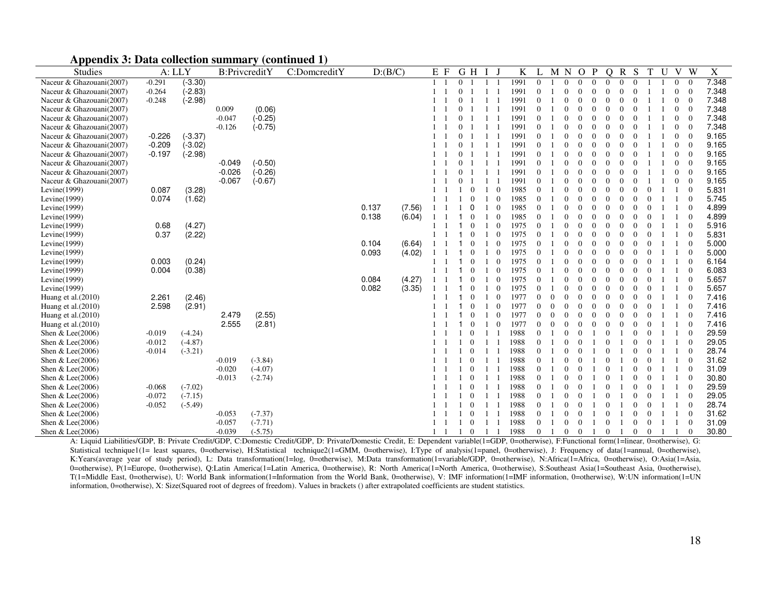## Appendix 3: Data collection summary (continued 1)

| Studies | A: LLY | | B:PrivcreditY | | C:DomcreditY | | D:(B/C) | | E | F | G | H | I | J | K | L | M | N | O | P | Q | R | S | T | U | V | W | X |
|---|---|---|---|---|---|---|---|---|---|---|---|---|---|---|---|---|---|---|---|---|---|---|---|---|---|---|---|---|
| Naceur & Ghazouani(2007) | -0.291 | (-3.30) | | | | | | | 1 | 1 | 0 | 1 | 1 | 1 | 1991 | 0 | 1 | 0 | 0 | 0 | 0 | 0 | 0 | 1 | 1 | 0 | 0 | 7.348 |
| Naceur & Ghazouani(2007) | -0.264 | (-2.83) | | | | | | | 1 | 1 | 0 | 1 | 1 | 1 | 1991 | 0 | 1 | 0 | 0 | 0 | 0 | 0 | 0 | 1 | 1 | 0 | 0 | 7.348 |
| Naceur & Ghazouani(2007) | -0.248 | (-2.98) | | | | | | | 1 | 1 | 0 | 1 | 1 | 1 | 1991 | 0 | 1 | 0 | 0 | 0 | 0 | 0 | 0 | 1 | 1 | 0 | 0 | 7.348 |
| Naceur & Ghazouani(2007) | | | 0.009 | (0.06) | | | | | 1 | 1 | 0 | 1 | 1 | 1 | 1991 | 0 | 1 | 0 | 0 | 0 | 0 | 0 | 0 | 1 | 1 | 0 | 0 | 7.348 |
| Naceur & Ghazouani(2007) | | | -0.047 | (-0.25) | | | | | 1 | 1 | 0 | 1 | 1 | 1 | 1991 | 0 | 1 | 0 | 0 | 0 | 0 | 0 | 0 | 1 | 1 | 0 | 0 | 7.348 |
| Naceur & Ghazouani(2007) | | | -0.126 | (-0.75) | | | | | 1 | 1 | 0 | 1 | 1 | 1 | 1991 | 0 | 1 | 0 | 0 | 0 | 0 | 0 | 0 | 1 | 1 | 0 | 0 | 7.348 |
| Naceur & Ghazouani(2007) | -0.226 | (-3.37) | | | | | | | 1 | 1 | 0 | 1 | 1 | 1 | 1991 | 0 | 1 | 0 | 0 | 0 | 0 | 0 | 0 | 1 | 1 | 0 | 0 | 9.165 |
| Naceur & Ghazouani(2007) | -0.209 | (-3.02) | | | | | | | 1 | 1 | 0 | 1 | 1 | 1 | 1991 | 0 | 1 | 0 | 0 | 0 | 0 | 0 | 0 | 1 | 1 | 0 | 0 | 9.165 |
| Naceur & Ghazouani(2007) | -0.197 | (-2.98) | | | | | | | 1 | 1 | 0 | 1 | 1 | 1 | 1991 | 0 | 1 | 0 | 0 | 0 | 0 | 0 | 0 | 1 | 1 | 0 | 0 | 9.165 |
| Naceur & Ghazouani(2007) | | | -0.049 | (-0.50) | | | | | 1 | 1 | 0 | 1 | 1 | 1 | 1991 | 0 | 1 | 0 | 0 | 0 | 0 | 0 | 0 | 1 | 1 | 0 | 0 | 9.165 |
| Naceur & Ghazouani(2007) | | | -0.026 | (-0.26) | | | | | 1 | 1 | 0 | 1 | 1 | 1 | 1991 | 0 | 1 | 0 | 0 | 0 | 0 | 0 | 0 | 1 | 1 | 0 | 0 | 9.165 |
| Naceur & Ghazouani(2007) | | | -0.067 | (-0.67) | | | | | 1 | 1 | 0 | 1 | 1 | 1 | 1991 | 0 | 1 | 0 | 0 | 0 | 0 | 0 | 0 | 1 | 1 | 0 | 0 | 9.165 |
| Levine(1999) | 0.087 | (3.28) | | | | | | | 1 | 1 | 1 | 0 | 1 | 0 | 1985 | 0 | 1 | 0 | 0 | 0 | 0 | 0 | 0 | 0 | 1 | 1 | 0 | 5.831 |
| Levine(1999) | 0.074 | (1.62) | | | | | | | 1 | 1 | 1 | 0 | 1 | 0 | 1985 | 0 | 1 | 0 | 0 | 0 | 0 | 0 | 0 | 0 | 1 | 1 | 0 | 5.745 |
| Levine(1999) | | | | | | | 0.137 | (7.56) | 1 | 1 | 1 | 0 | 1 | 0 | 1985 | 0 | 1 | 0 | 0 | 0 | 0 | 0 | 0 | 0 | 1 | 1 | 0 | 4.899 |
| Levine(1999) | | | | | | | 0.138 | (6.04) | 1 | 1 | 1 | 0 | 1 | 0 | 1985 | 0 | 1 | 0 | 0 | 0 | 0 | 0 | 0 | 0 | 1 | 1 | 0 | 4.899 |
| Levine(1999) | 0.68 | (4.27) | | | | | | | 1 | 1 | 1 | 0 | 1 | 0 | 1975 | 0 | 1 | 0 | 0 | 0 | 0 | 0 | 0 | 0 | 1 | 1 | 0 | 5.916 |
| Levine(1999) | 0.37 | (2.22) | | | | | | | 1 | 1 | 1 | 0 | 1 | 0 | 1975 | 0 | 1 | 0 | 0 | 0 | 0 | 0 | 0 | 0 | 1 | 1 | 0 | 5.831 |
| Levine(1999) | | | | | | | 0.104 | (6.64) | 1 | 1 | 1 | 0 | 1 | 0 | 1975 | 0 | 1 | 0 | 0 | 0 | 0 | 0 | 0 | 0 | 1 | 1 | 0 | 5.000 |
| Levine(1999) | | | | | | | 0.093 | (4.02) | 1 | 1 | 1 | 0 | 1 | 0 | 1975 | 0 | 1 | 0 | 0 | 0 | 0 | 0 | 0 | 0 | 1 | 1 | 0 | 5.000 |
| Levine(1999) | 0.003 | (0.24) | | | | | | | 1 | 1 | 1 | 0 | 1 | 0 | 1975 | 0 | 1 | 0 | 0 | 0 | 0 | 0 | 0 | 0 | 1 | 1 | 0 | 6.164 |
| Levine(1999) | 0.004 | (0.38) | | | | | | | 1 | 1 | 1 | 0 | 1 | 0 | 1975 | 0 | 1 | 0 | 0 | 0 | 0 | 0 | 0 | 0 | 1 | 1 | 0 | 6.083 |
| Levine(1999) | | | | | | | 0.084 | (4.27) | 1 | 1 | 1 | 0 | 1 | 0 | 1975 | 0 | 1 | 0 | 0 | 0 | 0 | 0 | 0 | 0 | 1 | 1 | 0 | 5.657 |
| Levine(1999) | | | | | | | 0.082 | (3.35) | 1 | 1 | 1 | 0 | 1 | 0 | 1975 | 0 | 1 | 0 | 0 | 0 | 0 | 0 | 0 | 0 | 1 | 1 | 0 | 5.657 |
| Huang et al.(2010) | 2.261 | (2.46) | | | | | | | 1 | 1 | 1 | 0 | 1 | 0 | 1977 | 0 | 0 | 0 | 0 | 0 | 0 | 0 | 0 | 0 | 1 | 1 | 0 | 7.416 |
| Huang et al.(2010) | 2.598 | (2.91) | | | | | | | 1 | 1 | 1 | 0 | 1 | 0 | 1977 | 0 | 0 | 0 | 0 | 0 | 0 | 0 | 0 | 0 | 1 | 1 | 0 | 7.416 |
| Huang et al.(2010) | | | 2.479 | (2.55) | | | | | 1 | 1 | 1 | 0 | 1 | 0 | 1977 | 0 | 0 | 0 | 0 | 0 | 0 | 0 | 0 | 0 | 1 | 1 | 0 | 7.416 |
| Huang et al.(2010) | | | 2.555 | (2.81) | | | | | 1 | 1 | 1 | 0 | 1 | 0 | 1977 | 0 | 0 | 0 | 0 | 0 | 0 | 0 | 0 | 0 | 1 | 1 | 0 | 7.416 |
| Shen & Lee(2006) | -0.019 | (-4.24) | | | | | | | 1 | 1 | 1 | 0 | 1 | 1 | 1988 | 0 | 1 | 0 | 0 | 1 | 0 | 1 | 0 | 0 | 1 | 1 | 0 | 29.59 |
| Shen & Lee(2006) | -0.012 | (-4.87) | | | | | | | 1 | 1 | 1 | 0 | 1 | 1 | 1988 | 0 | 1 | 0 | 0 | 1 | 0 | 1 | 0 | 0 | 1 | 1 | 0 | 29.05 |
| Shen & Lee(2006) | -0.014 | (-3.21) | | | | | | | 1 | 1 | 1 | 0 | 1 | 1 | 1988 | 0 | 1 | 0 | 0 | 1 | 0 | 1 | 0 | 0 | 1 | 1 | 0 | 28.74 |
| Shen & Lee(2006) | | | -0.019 | (-3.84) | | | | | 1 | 1 | 1 | 0 | 1 | 1 | 1988 | 0 | 1 | 0 | 0 | 1 | 0 | 1 | 0 | 0 | 1 | 1 | 0 | 31.62 |
| Shen & Lee(2006) | | | -0.020 | (-4.07) | | | | | 1 | 1 | 1 | 0 | 1 | 1 | 1988 | 0 | 1 | 0 | 0 | 1 | 0 | 1 | 0 | 0 | 1 | 1 | 0 | 31.09 |
| Shen & Lee(2006) | | | -0.013 | (-2.74) | | | | | 1 | 1 | 1 | 0 | 1 | 1 | 1988 | 0 | 1 | 0 | 0 | 1 | 0 | 1 | 0 | 0 | 1 | 1 | 0 | 30.80 |
| Shen & Lee(2006) | -0.068 | (-7.02) | | | | | | | 1 | 1 | 1 | 0 | 1 | 1 | 1988 | 0 | 1 | 0 | 0 | 1 | 0 | 1 | 0 | 0 | 1 | 1 | 0 | 29.59 |
| Shen & Lee(2006) | -0.072 | (-7.15) | | | | | | | 1 | 1 | 1 | 0 | 1 | 1 | 1988 | 0 | 1 | 0 | 0 | 1 | 0 | 1 | 0 | 0 | 1 | 1 | 0 | 29.05 |
| Shen & Lee(2006) | -0.052 | (-5.49) | | | | | | | 1 | 1 | 1 | 0 | 1 | 1 | 1988 | 0 | 1 | 0 | 0 | 1 | 0 | 1 | 0 | 0 | 1 | 1 | 0 | 28.74 |
| Shen & Lee(2006) | | | -0.053 | (-7.37) | | | | | 1 | 1 | 1 | 0 | 1 | 1 | 1988 | 0 | 1 | 0 | 0 | 1 | 0 | 1 | 0 | 0 | 1 | 1 | 0 | 31.62 |
| Shen & Lee(2006) | | | -0.057 | (-7.71) | | | | | 1 | 1 | 1 | 0 | 1 | 1 | 1988 | 0 | 1 | 0 | 0 | 1 | 0 | 1 | 0 | 0 | 1 | 1 | 0 | 31.09 |
| Shen & Lee(2006) | | | -0.039 | (-5.75) | | | | | 1 | 1 | 1 | 0 | 1 | 1 | 1988 | 0 | 1 | 0 | 0 | 1 | 0 | 1 | 0 | 0 | 1 | 1 | 0 | 30.80 |

A: Liquid Liabilities/GDP, B: Private Credit/GDP, C:Domestic Credit/GDP, D: Private/Domestic Credit, E: Dependent variable(1=GDP, 0=otherwise), F:Functional form(1=linear, 0=otherwise), G: Statistical technique1(1= least squares, 0=otherwise), H:Statistical technique2(1=GMM, 0=otherwise), I:Type of analysis(1=panel, 0=otherwise), J: Frequency of data(1=annual, 0=otherwise), K:Years(average year of study period), L: Data transformation(1=log, 0=otherwise), M:Data transformation(1=variable/GDP, 0=otherwise), N:Africa(1=Africa, 0=otherwise), O:Asia(1=Asia, 0=otherwise), P(1=Europe, 0=otherwise), Q:Latin America(1=Latin America, 0=otherwise), R: North America(1=North America, 0=otherwise), S:Southeast Asia(1=Southeast Asia, 0=otherwise), T(1=Middle East, 0=otherwise), U: World Bank information(1=Information from the World Bank, 0=otherwise), V: IMF information(1=IMF information, 0=otherwise), W:UN information(1=UN information, 0=otherwise), X: Size(Squared root of degrees of freedom). Values in brackets () after extrapolated coefficients are student statistics.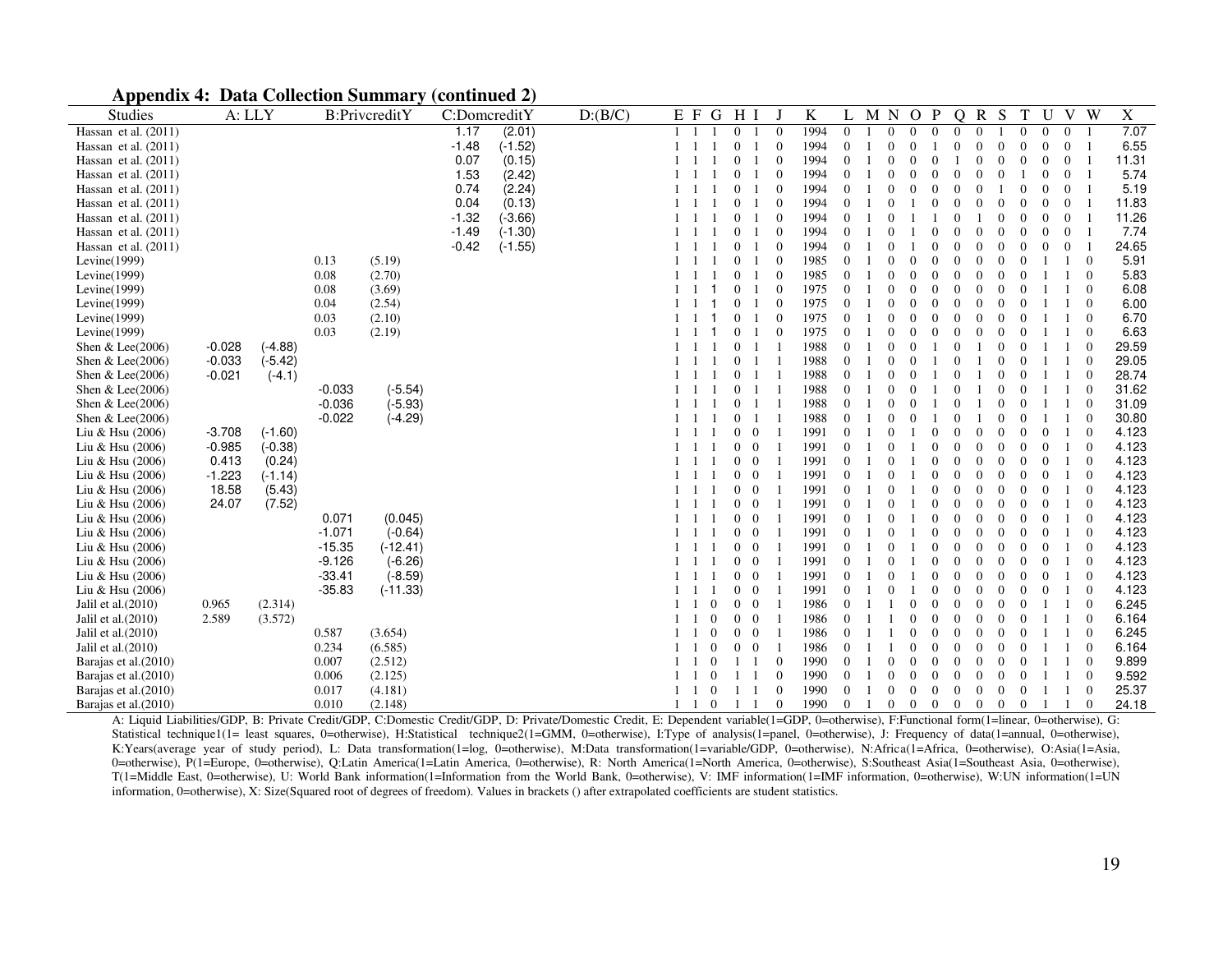### Appendix 4: Data Collection Summary (continued 2)

| Studies | A: LLY | | B:PrivcreditY | | C:DomcreditY | | D:(B/C) | E | F | G | H | I | J | K | L | M | N | O | P | Q | R | S | T | U | V | W | X |
|---|---|---|---|---|---|---|---|---|---|---|---|---|---|---|---|---|---|---|---|---|---|---|---|---|---|---|---|
| Hassan et al. (2011) | | | | | 1.17 | (2.01) | | 1 | 1 | 1 | 0 | 1 | 0 | 1994 | 0 | 1 | 0 | 0 | 0 | 0 | 0 | 1 | 0 | 0 | 0 | 1 | 7.07 |
| Hassan et al. (2011) | | | | | -1.48 | (-1.52) | | 1 | 1 | 1 | 0 | 1 | 0 | 1994 | 0 | 1 | 0 | 0 | 1 | 0 | 0 | 0 | 0 | 0 | 0 | 1 | 6.55 |
| Hassan et al. (2011) | | | | | 0.07 | (0.15) | | 1 | 1 | 1 | 0 | 1 | 0 | 1994 | 0 | 1 | 0 | 0 | 0 | 1 | 0 | 0 | 0 | 0 | 0 | 1 | 11.31 |
| Hassan et al. (2011) | | | | | 1.53 | (2.42) | | 1 | 1 | 1 | 0 | 1 | 0 | 1994 | 0 | 1 | 0 | 0 | 0 | 0 | 0 | 0 | 1 | 0 | 0 | 1 | 5.74 |
| Hassan et al. (2011) | | | | | 0.74 | (2.24) | | 1 | 1 | 1 | 0 | 1 | 0 | 1994 | 0 | 1 | 0 | 0 | 0 | 0 | 0 | 1 | 0 | 0 | 0 | 1 | 5.19 |
| Hassan et al. (2011) | | | | | 0.04 | (0.13) | | 1 | 1 | 1 | 0 | 1 | 0 | 1994 | 0 | 1 | 0 | 1 | 0 | 0 | 0 | 0 | 0 | 0 | 0 | 1 | 11.83 |
| Hassan et al. (2011) | | | | | -1.32 | (-3.66) | | 1 | 1 | 1 | 0 | 1 | 0 | 1994 | 0 | 1 | 0 | 1 | 1 | 0 | 1 | 0 | 0 | 0 | 0 | 1 | 11.26 |
| Hassan et al. (2011) | | | | | -1.49 | (-1.30) | | 1 | 1 | 1 | 0 | 1 | 0 | 1994 | 0 | 1 | 0 | 1 | 0 | 0 | 0 | 0 | 0 | 0 | 0 | 1 | 7.74 |
| Hassan et al. (2011) | | | | | -0.42 | (-1.55) | | 1 | 1 | 1 | 0 | 1 | 0 | 1994 | 0 | 1 | 0 | 1 | 0 | 0 | 0 | 0 | 0 | 0 | 0 | 1 | 24.65 |
| Levine(1999) | | | 0.13 | (5.19) | | | | 1 | 1 | 1 | 0 | 1 | 0 | 1985 | 0 | 1 | 0 | 0 | 0 | 0 | 0 | 0 | 0 | 1 | 1 | 0 | 5.91 |
| Levine(1999) | | | 0.08 | (2.70) | | | | 1 | 1 | 1 | 0 | 1 | 0 | 1985 | 0 | 1 | 0 | 0 | 0 | 0 | 0 | 0 | 0 | 1 | 1 | 0 | 5.83 |
| Levine(1999) | | | 0.08 | (3.69) | | | | 1 | 1 | 1 | 0 | 1 | 0 | 1975 | 0 | 1 | 0 | 0 | 0 | 0 | 0 | 0 | 0 | 1 | 1 | 0 | 6.08 |
| Levine(1999) | | | 0.04 | (2.54) | | | | 1 | 1 | 1 | 0 | 1 | 0 | 1975 | 0 | 1 | 0 | 0 | 0 | 0 | 0 | 0 | 0 | 1 | 1 | 0 | 6.00 |
| Levine(1999) | | | 0.03 | (2.10) | | | | 1 | 1 | 1 | 0 | 1 | 0 | 1975 | 0 | 1 | 0 | 0 | 0 | 0 | 0 | 0 | 0 | 1 | 1 | 0 | 6.70 |
| Levine(1999) | | | 0.03 | (2.19) | | | | 1 | 1 | 1 | 0 | 1 | 0 | 1975 | 0 | 1 | 0 | 0 | 0 | 0 | 0 | 0 | 0 | 1 | 1 | 0 | 6.63 |
| Shen & Lee(2006) | -0.028 | (-4.88) | | | | | | 1 | 1 | 1 | 0 | 1 | 1 | 1988 | 0 | 1 | 0 | 0 | 1 | 0 | 1 | 0 | 0 | 1 | 1 | 0 | 29.59 |
| Shen & Lee(2006) | -0.033 | (-5.42) | | | | | | 1 | 1 | 1 | 0 | 1 | 1 | 1988 | 0 | 1 | 0 | 0 | 1 | 0 | 1 | 0 | 0 | 1 | 1 | 0 | 29.05 |
| Shen & Lee(2006) | -0.021 | (-4.1) | | | | | | 1 | 1 | 1 | 0 | 1 | 1 | 1988 | 0 | 1 | 0 | 0 | 1 | 0 | 1 | 0 | 0 | 1 | 1 | 0 | 28.74 |
| Shen & Lee(2006) | | | -0.033 | (-5.54) | | | | 1 | 1 | 1 | 0 | 1 | 1 | 1988 | 0 | 1 | 0 | 0 | 1 | 0 | 1 | 0 | 0 | 1 | 1 | 0 | 31.62 |
| Shen & Lee(2006) | | | -0.036 | (-5.93) | | | | 1 | 1 | 1 | 0 | 1 | 1 | 1988 | 0 | 1 | 0 | 0 | 1 | 0 | 1 | 0 | 0 | 1 | 1 | 0 | 31.09 |
| Shen & Lee(2006) | | | -0.022 | (-4.29) | | | | 1 | 1 | 1 | 0 | 1 | 1 | 1988 | 0 | 1 | 0 | 0 | 1 | 0 | 1 | 0 | 0 | 1 | 1 | 0 | 30.80 |
| Liu & Hsu (2006) | -3.708 | (-1.60) | | | | | | 1 | 1 | 1 | 0 | 0 | 1 | 1991 | 0 | 1 | 0 | 1 | 0 | 0 | 0 | 0 | 0 | 0 | 1 | 0 | 4.123 |
| Liu & Hsu (2006) | -0.985 | (-0.38) | | | | | | 1 | 1 | 1 | 0 | 0 | 1 | 1991 | 0 | 1 | 0 | 1 | 0 | 0 | 0 | 0 | 0 | 0 | 1 | 0 | 4.123 |
| Liu & Hsu (2006) | 0.413 | (0.24) | | | | | | 1 | 1 | 1 | 0 | 0 | 1 | 1991 | 0 | 1 | 0 | 1 | 0 | 0 | 0 | 0 | 0 | 0 | 1 | 0 | 4.123 |
| Liu & Hsu (2006) | -1.223 | (-1.14) | | | | | | 1 | 1 | 1 | 0 | 0 | 1 | 1991 | 0 | 1 | 0 | 1 | 0 | 0 | 0 | 0 | 0 | 0 | 1 | 0 | 4.123 |
| Liu & Hsu (2006) | 18.58 | (5.43) | | | | | | 1 | 1 | 1 | 0 | 0 | 1 | 1991 | 0 | 1 | 0 | 1 | 0 | 0 | 0 | 0 | 0 | 0 | 1 | 0 | 4.123 |
| Liu & Hsu (2006) | 24.07 | (7.52) | | | | | | 1 | 1 | 1 | 0 | 0 | 1 | 1991 | 0 | 1 | 0 | 1 | 0 | 0 | 0 | 0 | 0 | 0 | 1 | 0 | 4.123 |
| Liu & Hsu (2006) | | | 0.071 | (0.045) | | | | 1 | 1 | 1 | 0 | 0 | 1 | 1991 | 0 | 1 | 0 | 1 | 0 | 0 | 0 | 0 | 0 | 0 | 1 | 0 | 4.123 |
| Liu & Hsu (2006) | | | -1.071 | (-0.64) | | | | 1 | 1 | 1 | 0 | 0 | 1 | 1991 | 0 | 1 | 0 | 1 | 0 | 0 | 0 | 0 | 0 | 0 | 1 | 0 | 4.123 |
| Liu & Hsu (2006) | | | -15.35 | (-12.41) | | | | 1 | 1 | 1 | 0 | 0 | 1 | 1991 | 0 | 1 | 0 | 1 | 0 | 0 | 0 | 0 | 0 | 0 | 1 | 0 | 4.123 |
| Liu & Hsu (2006) | | | -9.126 | (-6.26) | | | | 1 | 1 | 1 | 0 | 0 | 1 | 1991 | 0 | 1 | 0 | 1 | 0 | 0 | 0 | 0 | 0 | 0 | 1 | 0 | 4.123 |
| Liu & Hsu (2006) | | | -33.41 | (-8.59) | | | | 1 | 1 | 1 | 0 | 0 | 1 | 1991 | 0 | 1 | 0 | 1 | 0 | 0 | 0 | 0 | 0 | 0 | 1 | 0 | 4.123 |
| Liu & Hsu (2006) | | | -35.83 | (-11.33) | | | | 1 | 1 | 1 | 0 | 0 | 1 | 1991 | 0 | 1 | 0 | 1 | 0 | 0 | 0 | 0 | 0 | 0 | 1 | 0 | 4.123 |
| Jalil et al.(2010) | 0.965 | (2.314) | | | | | | 1 | 1 | 0 | 0 | 0 | 1 | 1986 | 0 | 1 | 1 | 0 | 0 | 0 | 0 | 0 | 0 | 1 | 1 | 0 | 6.245 |
| Jalil et al.(2010) | 2.589 | (3.572) | | | | | | 1 | 1 | 0 | 0 | 0 | 1 | 1986 | 0 | 1 | 1 | 0 | 0 | 0 | 0 | 0 | 0 | 1 | 1 | 0 | 6.164 |
| Jalil et al.(2010) | | | 0.587 | (3.654) | | | | 1 | 1 | 0 | 0 | 0 | 1 | 1986 | 0 | 1 | 1 | 0 | 0 | 0 | 0 | 0 | 0 | 1 | 1 | 0 | 6.245 |
| Jalil et al.(2010) | | | 0.234 | (6.585) | | | | 1 | 1 | 0 | 0 | 0 | 1 | 1986 | 0 | 1 | 1 | 0 | 0 | 0 | 0 | 0 | 0 | 1 | 1 | 0 | 6.164 |
| Barajas et al.(2010) | | | 0.007 | (2.512) | | | | 1 | 1 | 0 | 1 | 1 | 0 | 1990 | 0 | 1 | 0 | 0 | 0 | 0 | 0 | 0 | 0 | 1 | 1 | 0 | 9.899 |
| Barajas et al.(2010) | | | 0.006 | (2.125) | | | | 1 | 1 | 0 | 1 | 1 | 0 | 1990 | 0 | 1 | 0 | 0 | 0 | 0 | 0 | 0 | 0 | 1 | 1 | 0 | 9.592 |
| Barajas et al.(2010) | | | 0.017 | (4.181) | | | | 1 | 1 | 0 | 1 | 1 | 0 | 1990 | 0 | 1 | 0 | 0 | 0 | 0 | 0 | 0 | 0 | 1 | 1 | 0 | 25.37 |
| Barajas et al.(2010) | | | 0.010 | (2.148) | | | | 1 | 1 | 0 | 1 | 1 | 0 | 1990 | 0 | 1 | 0 | 0 | 0 | 0 | 0 | 0 | 0 | 1 | 1 | 0 | 24.18 |

A: Liquid Liabilities/GDP, B: Private Credit/GDP, C:Domestic Credit/GDP, D: Private/Domestic Credit, E: Dependent variable(1=GDP, 0=otherwise), F:Functional form(1=linear, 0=otherwise), G: Statistical technique1(1= least squares, 0=otherwise), H:Statistical technique2(1=GMM, 0=otherwise), I:Type of analysis(1=panel, 0=otherwise), J: Frequency of data(1=annual, 0=otherwise), K:Years(average year of study period), L: Data transformation(1=log, 0=otherwise), M:Data transformation(1=variable/GDP, 0=otherwise), N:Africa(1=Africa, 0=otherwise), O:Asia(1=Asia, 0=otherwise), P(1=Europe, 0=otherwise), Q:Latin America(1=Latin America, 0=otherwise), R: North America(1=North America, 0=otherwise), S:Southeast Asia(1=Southeast Asia, 0=otherwise), T(1=Middle East, 0=otherwise), U: World Bank information(1=Information from the World Bank, 0=otherwise), V: IMF information(1=IMF information, 0=otherwise), W:UN information(1=UN information, 0=otherwise), X: Size(Squared root of degrees of freedom). Values in brackets () after extrapolated coefficients are student statistics.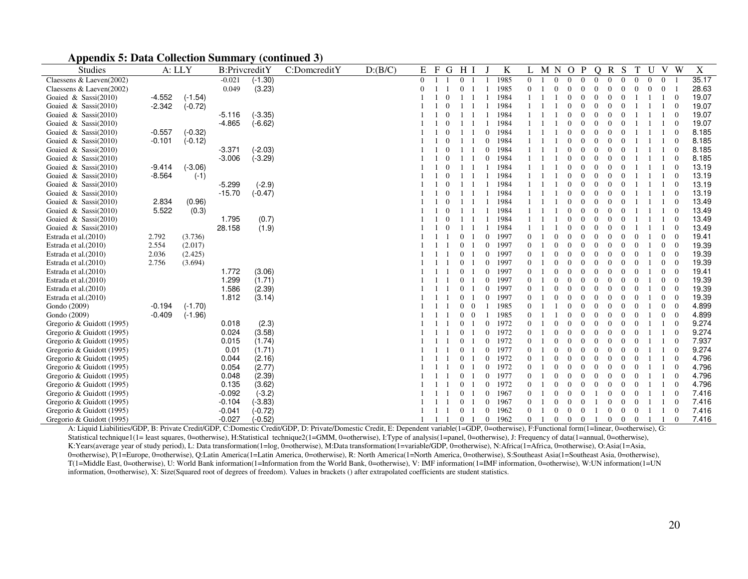### Appendix 5: Data Collection Summary (continued 3)

| Studies | A: LLY | | B:PrivcreditY | | C:DomcreditY | D:(B/C) | E | F | G | H | I | J | K | L | M | N | O | P | Q | R | S | T | U | V | W | X |
|---|---|---|---|---|---|---|---|---|---|---|---|---|---|---|---|---|---|---|---|---|---|---|---|---|---|---|
| Claessens & Laeven(2002) | | | -0.021 | (-1.30) | | | 0 | 1 | 1 | 0 | 1 | 1 | 1985 | 0 | 1 | 0 | 0 | 0 | 0 | 0 | 0 | 0 | 0 | 0 | 1 | 35.17 |
| Claessens & Laeven(2002) | | | 0.049 | (3.23) | | | 0 | 1 | 1 | 0 | 1 | 1 | 1985 | 0 | 1 | 0 | 0 | 0 | 0 | 0 | 0 | 0 | 0 | 0 | 1 | 28.63 |
| Goaied & Sassi(2010) | -4.552 | (-1.54) | | | | | 1 | 1 | 0 | 1 | 1 | 1 | 1984 | 1 | 1 | 1 | 0 | 0 | 0 | 0 | 0 | 1 | 1 | 1 | 0 | 19.07 |
| Goaied & Sassi(2010) | -2.342 | (-0.72) | | | | | 1 | 1 | 0 | 1 | 1 | 1 | 1984 | 1 | 1 | 1 | 0 | 0 | 0 | 0 | 0 | 1 | 1 | 1 | 0 | 19.07 |
| Goaied & Sassi(2010) | | | -5.116 | (-3.35) | | | 1 | 1 | 0 | 1 | 1 | 1 | 1984 | 1 | 1 | 1 | 0 | 0 | 0 | 0 | 0 | 1 | 1 | 1 | 0 | 19.07 |
| Goaied & Sassi(2010) | | | -4.865 | (-6.62) | | | 1 | 1 | 0 | 1 | 1 | 1 | 1984 | 1 | 1 | 1 | 0 | 0 | 0 | 0 | 0 | 1 | 1 | 1 | 0 | 19.07 |
| Goaied & Sassi(2010) | -0.557 | (-0.32) | | | | | 1 | 1 | 0 | 1 | 1 | 0 | 1984 | 1 | 1 | 1 | 0 | 0 | 0 | 0 | 0 | 1 | 1 | 1 | 0 | 8.185 |
| Goaied & Sassi(2010) | -0.101 | (-0.12) | | | | | 1 | 1 | 0 | 1 | 1 | 0 | 1984 | 1 | 1 | 1 | 0 | 0 | 0 | 0 | 0 | 1 | 1 | 1 | 0 | 8.185 |
| Goaied & Sassi(2010) | | | -3.371 | (-2.03) | | | 1 | 1 | 0 | 1 | 1 | 0 | 1984 | 1 | 1 | 1 | 0 | 0 | 0 | 0 | 0 | 1 | 1 | 1 | 0 | 8.185 |
| Goaied & Sassi(2010) | | | -3.006 | (-3.29) | | | 1 | 1 | 0 | 1 | 1 | 0 | 1984 | 1 | 1 | 1 | 0 | 0 | 0 | 0 | 0 | 1 | 1 | 1 | 0 | 8.185 |
| Goaied & Sassi(2010) | -9.414 | (-3.06) | | | | | 1 | 1 | 0 | 1 | 1 | 1 | 1984 | 1 | 1 | 1 | 0 | 0 | 0 | 0 | 0 | 1 | 1 | 1 | 0 | 13.19 |
| Goaied & Sassi(2010) | -8.564 | (-1) | | | | | 1 | 1 | 0 | 1 | 1 | 1 | 1984 | 1 | 1 | 1 | 0 | 0 | 0 | 0 | 0 | 1 | 1 | 1 | 0 | 13.19 |
| Goaied & Sassi(2010) | | | -5.299 | (-2.9) | | | 1 | 1 | 0 | 1 | 1 | 1 | 1984 | 1 | 1 | 1 | 0 | 0 | 0 | 0 | 0 | 1 | 1 | 1 | 0 | 13.19 |
| Goaied & Sassi(2010) | | | -15.70 | (-0.47) | | | 1 | 1 | 0 | 1 | 1 | 1 | 1984 | 1 | 1 | 1 | 0 | 0 | 0 | 0 | 0 | 1 | 1 | 1 | 0 | 13.19 |
| Goaied & Sassi(2010) | 2.834 | (0.96) | | | | | 1 | 1 | 0 | 1 | 1 | 1 | 1984 | 1 | 1 | 1 | 0 | 0 | 0 | 0 | 0 | 1 | 1 | 1 | 0 | 13.49 |
| Goaied & Sassi(2010) | 5.522 | (0.3) | | | | | 1 | 1 | 0 | 1 | 1 | 1 | 1984 | 1 | 1 | 1 | 0 | 0 | 0 | 0 | 0 | 1 | 1 | 1 | 0 | 13.49 |
| Goaied & Sassi(2010) | | | 1.795 | (0.7) | | | 1 | 1 | 0 | 1 | 1 | 1 | 1984 | 1 | 1 | 1 | 0 | 0 | 0 | 0 | 0 | 1 | 1 | 1 | 0 | 13.49 |
| Goaied & Sassi(2010) | | | 28.158 | (1.9) | | | 1 | 1 | 0 | 1 | 1 | 1 | 1984 | 1 | 1 | 1 | 0 | 0 | 0 | 0 | 0 | 1 | 1 | 1 | 0 | 13.49 |
| Estrada et al.(2010) | 2.792 | (3.736) | | | | | 1 | 1 | 1 | 0 | 1 | 0 | 1997 | 0 | 1 | 0 | 0 | 0 | 0 | 0 | 0 | 0 | 1 | 0 | 0 | 19.41 |
| Estrada et al.(2010) | 2.554 | (2.017) | | | | | 1 | 1 | 1 | 0 | 1 | 0 | 1997 | 0 | 1 | 0 | 0 | 0 | 0 | 0 | 0 | 0 | 1 | 0 | 0 | 19.39 |
| Estrada et al.(2010) | 2.036 | (2.425) | | | | | 1 | 1 | 1 | 0 | 1 | 0 | 1997 | 0 | 1 | 0 | 0 | 0 | 0 | 0 | 0 | 0 | 1 | 0 | 0 | 19.39 |
| Estrada et al.(2010) | 2.756 | (3.694) | | | | | 1 | 1 | 1 | 0 | 1 | 0 | 1997 | 0 | 1 | 0 | 0 | 0 | 0 | 0 | 0 | 0 | 1 | 0 | 0 | 19.39 |
| Estrada et al.(2010) | | | 1.772 | (3.06) | | | 1 | 1 | 1 | 0 | 1 | 0 | 1997 | 0 | 1 | 0 | 0 | 0 | 0 | 0 | 0 | 0 | 1 | 0 | 0 | 19.41 |
| Estrada et al.(2010) | | | 1.299 | (1.71) | | | 1 | 1 | 1 | 0 | 1 | 0 | 1997 | 0 | 1 | 0 | 0 | 0 | 0 | 0 | 0 | 0 | 1 | 0 | 0 | 19.39 |
| Estrada et al.(2010) | | | 1.586 | (2.39) | | | 1 | 1 | 1 | 0 | 1 | 0 | 1997 | 0 | 1 | 0 | 0 | 0 | 0 | 0 | 0 | 0 | 1 | 0 | 0 | 19.39 |
| Estrada et al.(2010) | | | 1.812 | (3.14) | | | 1 | 1 | 1 | 0 | 1 | 0 | 1997 | 0 | 1 | 0 | 0 | 0 | 0 | 0 | 0 | 0 | 1 | 0 | 0 | 19.39 |
| Gondo (2009) | -0.194 | (-1.70) | | | | | 1 | 1 | 1 | 0 | 0 | 1 | 1985 | 0 | 1 | 1 | 0 | 0 | 0 | 0 | 0 | 0 | 1 | 0 | 0 | 4.899 |
| Gondo (2009) | -0.409 | (-1.96) | | | | | 1 | 1 | 1 | 0 | 0 | 1 | 1985 | 0 | 1 | 1 | 0 | 0 | 0 | 0 | 0 | 0 | 1 | 0 | 0 | 4.899 |
| Gregorio & Guidott (1995) | | | 0.018 | (2.3) | | | 1 | 1 | 1 | 0 | 1 | 0 | 1972 | 0 | 1 | 0 | 0 | 0 | 0 | 0 | 0 | 0 | 1 | 1 | 0 | 9.274 |
| Gregorio & Guidott (1995) | | | 0.024 | (3.58) | | | 1 | 1 | 1 | 0 | 1 | 0 | 1972 | 0 | 1 | 0 | 0 | 0 | 0 | 0 | 0 | 0 | 1 | 1 | 0 | 9.274 |
| Gregorio & Guidott (1995) | | | 0.015 | (1.74) | | | 1 | 1 | 1 | 0 | 1 | 0 | 1972 | 0 | 1 | 0 | 0 | 0 | 0 | 0 | 0 | 0 | 1 | 1 | 0 | 7.937 |
| Gregorio & Guidott (1995) | | | 0.01 | (1.71) | | | 1 | 1 | 1 | 0 | 1 | 0 | 1977 | 0 | 1 | 0 | 0 | 0 | 0 | 0 | 0 | 0 | 1 | 1 | 0 | 9.274 |
| Gregorio & Guidott (1995) | | | 0.044 | (2.16) | | | 1 | 1 | 1 | 0 | 1 | 0 | 1972 | 0 | 1 | 0 | 0 | 0 | 0 | 0 | 0 | 0 | 1 | 1 | 0 | 4.796 |
| Gregorio & Guidott (1995) | | | 0.054 | (2.77) | | | 1 | 1 | 1 | 0 | 1 | 0 | 1972 | 0 | 1 | 0 | 0 | 0 | 0 | 0 | 0 | 0 | 1 | 1 | 0 | 4.796 |
| Gregorio & Guidott (1995) | | | 0.048 | (2.39) | | | 1 | 1 | 1 | 0 | 1 | 0 | 1977 | 0 | 1 | 0 | 0 | 0 | 0 | 0 | 0 | 0 | 1 | 1 | 0 | 4.796 |
| Gregorio & Guidott (1995) | | | 0.135 | (3.62) | | | 1 | 1 | 1 | 0 | 1 | 0 | 1972 | 0 | 1 | 0 | 0 | 0 | 0 | 0 | 0 | 0 | 1 | 1 | 0 | 4.796 |
| Gregorio & Guidott (1995) | | | -0.092 | (-3.2) | | | 1 | 1 | 1 | 0 | 1 | 0 | 1967 | 0 | 1 | 0 | 0 | 0 | 1 | 0 | 0 | 0 | 1 | 1 | 0 | 7.416 |
| Gregorio & Guidott (1995) | | | -0.104 | (-3.83) | | | 1 | 1 | 1 | 0 | 1 | 0 | 1967 | 0 | 1 | 0 | 0 | 0 | 1 | 0 | 0 | 0 | 1 | 1 | 0 | 7.416 |
| Gregorio & Guidott (1995) | | | -0.041 | (-0.72) | | | 1 | 1 | 1 | 0 | 1 | 0 | 1962 | 0 | 1 | 0 | 0 | 0 | 1 | 0 | 0 | 0 | 1 | 1 | 0 | 7.416 |
| Gregorio & Guidott (1995) | | | -0.027 | (-0.52) | | | 1 | 1 | 1 | 0 | 1 | 0 | 1962 | 0 | 1 | 0 | 0 | 0 | 1 | 0 | 0 | 0 | 1 | 1 | 0 | 7.416 |

A: Liquid Liabilities/GDP, B: Private Credit/GDP, C:Domestic Credit/GDP, D: Private/Domestic Credit, E: Dependent variable(1=GDP, 0=otherwise), F:Functional form(1=linear, 0=otherwise), G: Statistical technique1(1= least squares, 0=otherwise), H:Statistical technique2(1=GMM, 0=otherwise), I:Type of analysis(1=panel, 0=otherwise), J: Frequency of data(1=annual, 0=otherwise), K:Years(average year of study period), L: Data transformation(1=log, 0=otherwise), M:Data transformation(1=variable/GDP, 0=otherwise), N:Africa(1=Africa, 0=otherwise), O:Asia(1=Asia, 0=otherwise), P(1=Europe, 0=otherwise), Q:Latin America(1=Latin America, 0=otherwise), R: North America(1=North America, 0=otherwise), S:Southeast Asia(1=Southeast Asia, 0=otherwise), T(1=Middle East, 0=otherwise), U: World Bank information(1=Information from the World Bank, 0=otherwise), V: IMF information(1=IMF information, 0=otherwise), W:UN information(1=UN information, 0=otherwise), X: Size(Squared root of degrees of freedom). Values in brackets () after extrapolated coefficients are student statistics.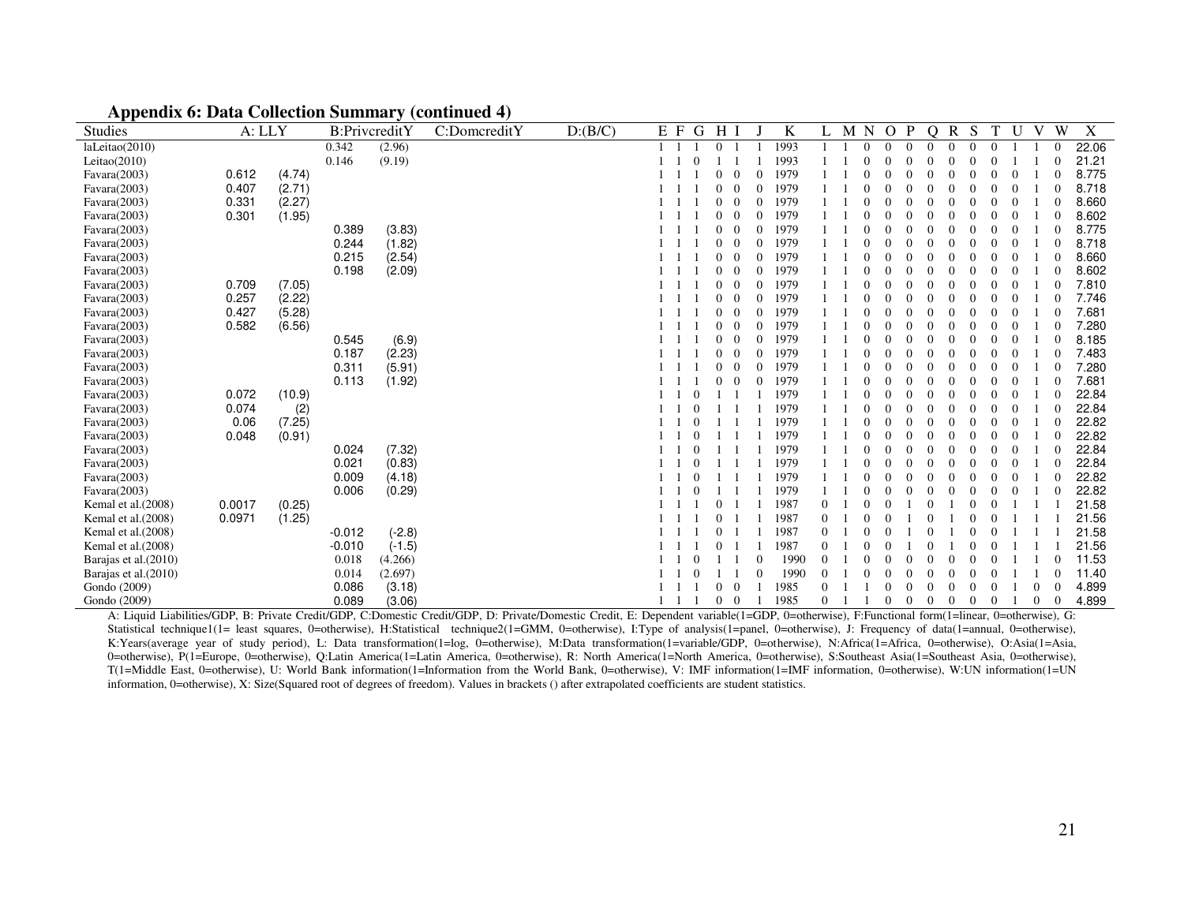## Appendix 6: Data Collection Summary (continued 4)

| Studies | A: LLY | | B:PrivcreditY | | C:DomcreditY | D:(B/C) | E | F | G | H | I | J | K | L | M | N | O | P | Q | R | S | T | U | V | W | X |
|---|---|---|---|---|---|---|---|---|---|---|---|---|---|---|---|---|---|---|---|---|---|---|---|---|---|---|
| laLeitao(2010) | | | 0.342 | (2.96) | | | 1 | 1 | 1 | 0 | 1 | 1 | 1993 | 1 | 1 | 0 | 0 | 0 | 0 | 0 | 0 | 0 | 1 | 1 | 0 | 22.06 |
| Leitao(2010) | | | 0.146 | (9.19) | | | 1 | 1 | 0 | 1 | 1 | 1 | 1993 | 1 | 1 | 0 | 0 | 0 | 0 | 0 | 0 | 0 | 1 | 1 | 0 | 21.21 |
| Favara(2003) | 0.612 | (4.74) | | | | | 1 | 1 | 1 | 0 | 0 | 0 | 1979 | 1 | 1 | 0 | 0 | 0 | 0 | 0 | 0 | 0 | 0 | 1 | 0 | 8.775 |
| Favara(2003) | 0.407 | (2.71) | | | | | 1 | 1 | 1 | 0 | 0 | 0 | 1979 | 1 | 1 | 0 | 0 | 0 | 0 | 0 | 0 | 0 | 0 | 1 | 0 | 8.718 |
| Favara(2003) | 0.331 | (2.27) | | | | | 1 | 1 | 1 | 0 | 0 | 0 | 1979 | 1 | 1 | 0 | 0 | 0 | 0 | 0 | 0 | 0 | 0 | 1 | 0 | 8.660 |
| Favara(2003) | 0.301 | (1.95) | | | | | 1 | 1 | 1 | 0 | 0 | 0 | 1979 | 1 | 1 | 0 | 0 | 0 | 0 | 0 | 0 | 0 | 0 | 1 | 0 | 8.602 |
| Favara(2003) | | | 0.389 | (3.83) | | | 1 | 1 | 1 | 0 | 0 | 0 | 1979 | 1 | 1 | 0 | 0 | 0 | 0 | 0 | 0 | 0 | 0 | 1 | 0 | 8.775 |
| Favara(2003) | | | 0.244 | (1.82) | | | 1 | 1 | 1 | 0 | 0 | 0 | 1979 | 1 | 1 | 0 | 0 | 0 | 0 | 0 | 0 | 0 | 0 | 1 | 0 | 8.718 |
| Favara(2003) | | | 0.215 | (2.54) | | | 1 | 1 | 1 | 0 | 0 | 0 | 1979 | 1 | 1 | 0 | 0 | 0 | 0 | 0 | 0 | 0 | 0 | 1 | 0 | 8.660 |
| Favara(2003) | | | 0.198 | (2.09) | | | 1 | 1 | 1 | 0 | 0 | 0 | 1979 | 1 | 1 | 0 | 0 | 0 | 0 | 0 | 0 | 0 | 0 | 1 | 0 | 8.602 |
| Favara(2003) | 0.709 | (7.05) | | | | | 1 | 1 | 1 | 0 | 0 | 0 | 1979 | 1 | 1 | 0 | 0 | 0 | 0 | 0 | 0 | 0 | 0 | 1 | 0 | 7.810 |
| Favara(2003) | 0.257 | (2.22) | | | | | 1 | 1 | 1 | 0 | 0 | 0 | 1979 | 1 | 1 | 0 | 0 | 0 | 0 | 0 | 0 | 0 | 0 | 1 | 0 | 7.746 |
| Favara(2003) | 0.427 | (5.28) | | | | | 1 | 1 | 1 | 0 | 0 | 0 | 1979 | 1 | 1 | 0 | 0 | 0 | 0 | 0 | 0 | 0 | 0 | 1 | 0 | 7.681 |
| Favara(2003) | 0.582 | (6.56) | | | | | 1 | 1 | 1 | 0 | 0 | 0 | 1979 | 1 | 1 | 0 | 0 | 0 | 0 | 0 | 0 | 0 | 0 | 1 | 0 | 7.280 |
| Favara(2003) | | | 0.545 | (6.9) | | | 1 | 1 | 1 | 0 | 0 | 0 | 1979 | 1 | 1 | 0 | 0 | 0 | 0 | 0 | 0 | 0 | 0 | 1 | 0 | 8.185 |
| Favara(2003) | | | 0.187 | (2.23) | | | 1 | 1 | 1 | 0 | 0 | 0 | 1979 | 1 | 1 | 0 | 0 | 0 | 0 | 0 | 0 | 0 | 0 | 1 | 0 | 7.483 |
| Favara(2003) | | | 0.311 | (5.91) | | | 1 | 1 | 1 | 0 | 0 | 0 | 1979 | 1 | 1 | 0 | 0 | 0 | 0 | 0 | 0 | 0 | 0 | 1 | 0 | 7.280 |
| Favara(2003) | | | 0.113 | (1.92) | | | 1 | 1 | 1 | 0 | 0 | 0 | 1979 | 1 | 1 | 0 | 0 | 0 | 0 | 0 | 0 | 0 | 0 | 1 | 0 | 7.681 |
| Favara(2003) | 0.072 | (10.9) | | | | | 1 | 1 | 0 | 1 | 1 | 1 | 1979 | 1 | 1 | 0 | 0 | 0 | 0 | 0 | 0 | 0 | 0 | 1 | 0 | 22.84 |
| Favara(2003) | 0.074 | (2) | | | | | 1 | 1 | 0 | 1 | 1 | 1 | 1979 | 1 | 1 | 0 | 0 | 0 | 0 | 0 | 0 | 0 | 0 | 1 | 0 | 22.84 |
| Favara(2003) | 0.06 | (7.25) | | | | | 1 | 1 | 0 | 1 | 1 | 1 | 1979 | 1 | 1 | 0 | 0 | 0 | 0 | 0 | 0 | 0 | 0 | 1 | 0 | 22.82 |
| Favara(2003) | 0.048 | (0.91) | | | | | 1 | 1 | 0 | 1 | 1 | 1 | 1979 | 1 | 1 | 0 | 0 | 0 | 0 | 0 | 0 | 0 | 0 | 1 | 0 | 22.82 |
| Favara(2003) | | | 0.024 | (7.32) | | | 1 | 1 | 0 | 1 | 1 | 1 | 1979 | 1 | 1 | 0 | 0 | 0 | 0 | 0 | 0 | 0 | 0 | 1 | 0 | 22.84 |
| Favara(2003) | | | 0.021 | (0.83) | | | 1 | 1 | 0 | 1 | 1 | 1 | 1979 | 1 | 1 | 0 | 0 | 0 | 0 | 0 | 0 | 0 | 0 | 1 | 0 | 22.84 |
| Favara(2003) | | | 0.009 | (4.18) | | | 1 | 1 | 0 | 1 | 1 | 1 | 1979 | 1 | 1 | 0 | 0 | 0 | 0 | 0 | 0 | 0 | 0 | 1 | 0 | 22.82 |
| Favara(2003) | | | 0.006 | (0.29) | | | 1 | 1 | 0 | 1 | 1 | 1 | 1979 | 1 | 1 | 0 | 0 | 0 | 0 | 0 | 0 | 0 | 0 | 1 | 0 | 22.82 |
| Kemal et al.(2008) | 0.0017 | (0.25) | | | | | 1 | 1 | 1 | 0 | 1 | 1 | 1987 | 0 | 1 | 0 | 0 | 1 | 0 | 1 | 0 | 0 | 1 | 1 | 1 | 21.58 |
| Kemal et al.(2008) | 0.0971 | (1.25) | | | | | 1 | 1 | 1 | 0 | 1 | 1 | 1987 | 0 | 1 | 0 | 0 | 1 | 0 | 1 | 0 | 0 | 1 | 1 | 1 | 21.56 |
| Kemal et al.(2008) | | | -0.012 | (-2.8) | | | 1 | 1 | 1 | 0 | 1 | 1 | 1987 | 0 | 1 | 0 | 0 | 1 | 0 | 1 | 0 | 0 | 1 | 1 | 1 | 21.58 |
| Kemal et al.(2008) | | | -0.010 | (-1.5) | | | 1 | 1 | 1 | 0 | 1 | 1 | 1987 | 0 | 1 | 0 | 0 | 1 | 0 | 1 | 0 | 0 | 1 | 1 | 1 | 21.56 |
| Barajas et al.(2010) | | | 0.018 | (4.266) | | | 1 | 1 | 0 | 1 | 1 | 0 | 1990 | 0 | 1 | 0 | 0 | 0 | 0 | 0 | 0 | 0 | 1 | 1 | 0 | 11.53 |
| Barajas et al.(2010) | | | 0.014 | (2.697) | | | 1 | 1 | 0 | 1 | 1 | 0 | 1990 | 0 | 1 | 0 | 0 | 0 | 0 | 0 | 0 | 0 | 1 | 1 | 0 | 11.40 |
| Gondo (2009) | | | 0.086 | (3.18) | | | 1 | 1 | 1 | 0 | 0 | 1 | 1985 | 0 | 1 | 1 | 0 | 0 | 0 | 0 | 0 | 0 | 1 | 0 | 0 | 4.899 |
| Gondo (2009) | | | 0.089 | (3.06) | | | 1 | 1 | 1 | 0 | 0 | 1 | 1985 | 0 | 1 | 1 | 0 | 0 | 0 | 0 | 0 | 0 | 1 | 0 | 0 | 4.899 |

A: Liquid Liabilities/GDP, B: Private Credit/GDP, C:Domestic Credit/GDP, D: Private/Domestic Credit, E: Dependent variable(1=GDP, 0=otherwise), F:Functional form(1=linear, 0=otherwise), G: Statistical technique1(1= least squares, 0=otherwise), H:Statistical technique2(1=GMM, 0=otherwise), I:Type of analysis(1=panel, 0=otherwise), J: Frequency of data(1=annual, 0=otherwise), K:Years(average year of study period), L: Data transformation(1=log, 0=otherwise), M:Data transformation(1=variable/GDP, 0=otherwise), N:Africa(1=Africa, 0=otherwise), O:Asia(1=Asia, 0=otherwise), P(1=Europe, 0=otherwise), Q:Latin America(1=Latin America, 0=otherwise), R: North America(1=North America, 0=otherwise), S:Southeast Asia(1=Southeast Asia, 0=otherwise), T(1=Middle East, 0=otherwise), U: World Bank information(1=Information from the World Bank, 0=otherwise), V: IMF information(1=IMF information, 0=otherwise), W:UN information(1=UN information, 0=otherwise), X: Size(Squared root of degrees of freedom). Values in brackets () after extrapolated coefficients are student statistics.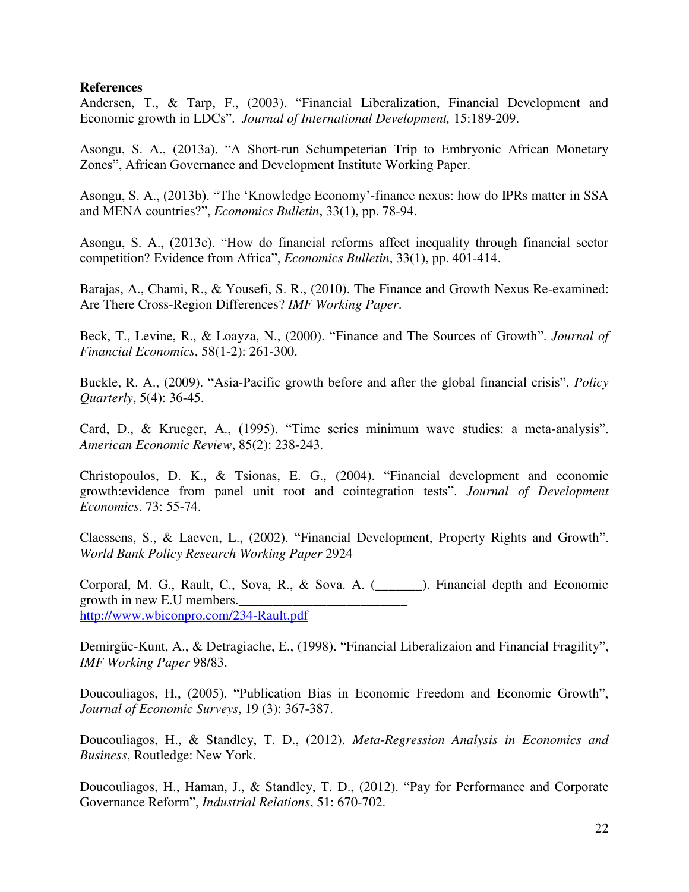**References**

Andersen, T., & Tarp, F., (2003). "Financial Liberalization, Financial Development and Economic growth in LDCs". *Journal of International Development,* 15:189-209.

Asongu, S. A., (2013a). "A Short-run Schumpeterian Trip to Embryonic African Monetary Zones", African Governance and Development Institute Working Paper.

Asongu, S. A., (2013b). "The 'Knowledge Economy'-finance nexus: how do IPRs matter in SSA and MENA countries?", *Economics Bulletin*, 33(1), pp. 78-94.

Asongu, S. A., (2013c). "How do financial reforms affect inequality through financial sector competition? Evidence from Africa", *Economics Bulletin*, 33(1), pp. 401-414.

Barajas, A., Chami, R., & Yousefi, S. R., (2010). The Finance and Growth Nexus Re-examined: Are There Cross-Region Differences? *IMF Working Paper*.

Beck, T., Levine, R., & Loayza, N., (2000). "Finance and The Sources of Growth". *Journal of Financial Economics*, 58(1-2): 261-300.

Buckle, R. A., (2009). "Asia-Pacific growth before and after the global financial crisis". *Policy Quarterly*, 5(4): 36-45.

Card, D., & Krueger, A., (1995). "Time series minimum wave studies: a meta-analysis". *American Economic Review*, 85(2): 238-243.

Christopoulos, D. K., & Tsionas, E. G., (2004). "Financial development and economic growth:evidence from panel unit root and cointegration tests". *Journal of Development Economics*. 73: 55-74.

Claessens, S., & Laeven, L., (2002). "Financial Development, Property Rights and Growth". *World Bank Policy Research Working Paper* 2924

Corporal, M. G., Rault, C., Sova, R., & Sova. A. (_______). Financial depth and Economic growth in new E.U members._________________________
http://www.wbiconpro.com/234-Rault.pdf

Demirgüc-Kunt, A., & Detragiache, E., (1998). "Financial Liberalizaion and Financial Fragility", *IMF Working Paper* 98/83.

Doucouliagos, H., (2005). "Publication Bias in Economic Freedom and Economic Growth", *Journal of Economic Surveys*, 19 (3): 367-387.

Doucouliagos, H., & Standley, T. D., (2012). *Meta-Regression Analysis in Economics and Business*, Routledge: New York.

Doucouliagos, H., Haman, J., & Standley, T. D., (2012). "Pay for Performance and Corporate Governance Reform", *Industrial Relations*, 51: 670-702.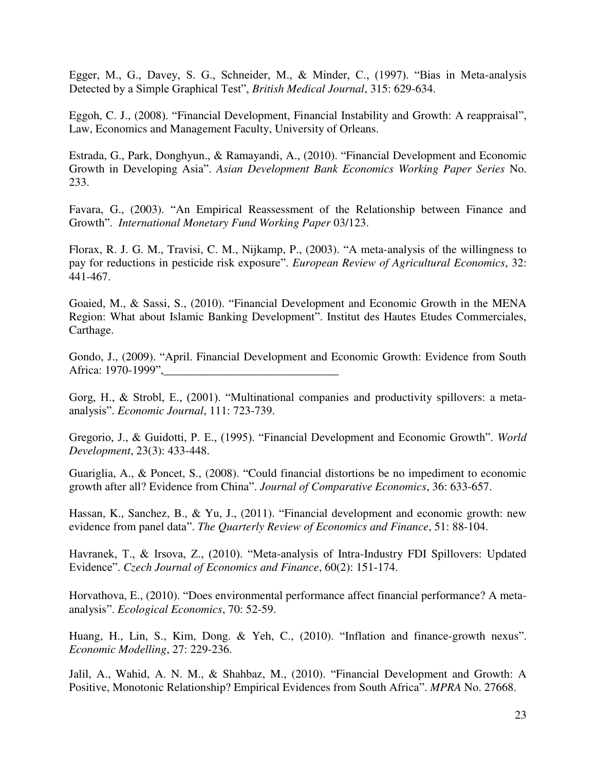Egger, M., G., Davey, S. G., Schneider, M., & Minder, C., (1997). "Bias in Meta-analysis Detected by a Simple Graphical Test", *British Medical Journal*, 315: 629-634.

Eggoh, C. J., (2008). "Financial Development, Financial Instability and Growth: A reappraisal", Law, Economics and Management Faculty, University of Orleans.

Estrada, G., Park, Donghyun., & Ramayandi, A., (2010). "Financial Development and Economic Growth in Developing Asia". *Asian Development Bank Economics Working Paper Series* No. 233.

Favara, G., (2003). "An Empirical Reassessment of the Relationship between Finance and Growth". *International Monetary Fund Working Paper* 03/123.

Florax, R. J. G. M., Travisi, C. M., Nijkamp, P., (2003). "A meta-analysis of the willingness to pay for reductions in pesticide risk exposure". *European Review of Agricultural Economics*, 32: 441-467.

Goaied, M., & Sassi, S., (2010). "Financial Development and Economic Growth in the MENA Region: What about Islamic Banking Development". Institut des Hautes Etudes Commerciales, Carthage.

Gondo, J., (2009). "April. Financial Development and Economic Growth: Evidence from South Africa: 1970-1999",______________________________

Gorg, H., & Strobl, E., (2001). "Multinational companies and productivity spillovers: a meta-analysis". *Economic Journal*, 111: 723-739.

Gregorio, J., & Guidotti, P. E., (1995). "Financial Development and Economic Growth". *World Development*, 23(3): 433-448.

Guariglia, A., & Poncet, S., (2008). "Could financial distortions be no impediment to economic growth after all? Evidence from China". *Journal of Comparative Economics*, 36: 633-657.

Hassan, K., Sanchez, B., & Yu, J., (2011). "Financial development and economic growth: new evidence from panel data". *The Quarterly Review of Economics and Finance*, 51: 88-104.

Havranek, T., & Irsova, Z., (2010). "Meta-analysis of Intra-Industry FDI Spillovers: Updated Evidence". *Czech Journal of Economics and Finance*, 60(2): 151-174.

Horvathova, E., (2010). "Does environmental performance affect financial performance? A meta-analysis". *Ecological Economics*, 70: 52-59.

Huang, H., Lin, S., Kim, Dong. & Yeh, C., (2010). "Inflation and finance-growth nexus". *Economic Modelling*, 27: 229-236.

Jalil, A., Wahid, A. N. M., & Shahbaz, M., (2010). "Financial Development and Growth: A Positive, Monotonic Relationship? Empirical Evidences from South Africa". *MPRA* No. 27668.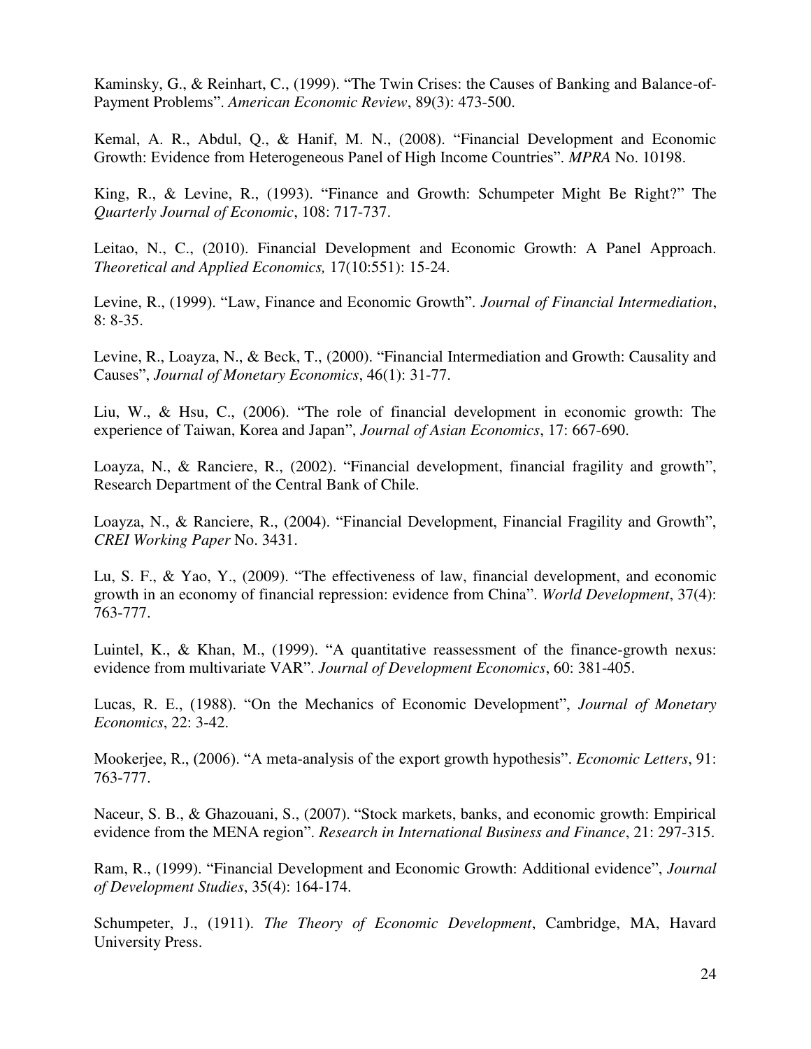Kaminsky, G., & Reinhart, C., (1999). "The Twin Crises: the Causes of Banking and Balance-of-Payment Problems". *American Economic Review*, 89(3): 473-500.

Kemal, A. R., Abdul, Q., & Hanif, M. N., (2008). "Financial Development and Economic Growth: Evidence from Heterogeneous Panel of High Income Countries". *MPRA* No. 10198.

King, R., & Levine, R., (1993). "Finance and Growth: Schumpeter Might Be Right?" The *Quarterly Journal of Economic*, 108: 717-737.

Leitao, N., C., (2010). Financial Development and Economic Growth: A Panel Approach. *Theoretical and Applied Economics,* 17(10:551): 15-24.

Levine, R., (1999). "Law, Finance and Economic Growth". *Journal of Financial Intermediation*, 8: 8-35.

Levine, R., Loayza, N., & Beck, T., (2000). "Financial Intermediation and Growth: Causality and Causes", *Journal of Monetary Economics*, 46(1): 31-77.

Liu, W., & Hsu, C., (2006). "The role of financial development in economic growth: The experience of Taiwan, Korea and Japan", *Journal of Asian Economics*, 17: 667-690.

Loayza, N., & Ranciere, R., (2002). "Financial development, financial fragility and growth", Research Department of the Central Bank of Chile.

Loayza, N., & Ranciere, R., (2004). "Financial Development, Financial Fragility and Growth", *CREI Working Paper* No. 3431.

Lu, S. F., & Yao, Y., (2009). "The effectiveness of law, financial development, and economic growth in an economy of financial repression: evidence from China". *World Development*, 37(4): 763-777.

Luintel, K., & Khan, M., (1999). "A quantitative reassessment of the finance-growth nexus: evidence from multivariate VAR". *Journal of Development Economics*, 60: 381-405.

Lucas, R. E., (1988). "On the Mechanics of Economic Development", *Journal of Monetary Economics*, 22: 3-42.

Mookerjee, R., (2006). "A meta-analysis of the export growth hypothesis". *Economic Letters*, 91: 763-777.

Naceur, S. B., & Ghazouani, S., (2007). "Stock markets, banks, and economic growth: Empirical evidence from the MENA region". *Research in International Business and Finance*, 21: 297-315.

Ram, R., (1999). "Financial Development and Economic Growth: Additional evidence", *Journal of Development Studies*, 35(4): 164-174.

Schumpeter, J., (1911). *The Theory of Economic Development*, Cambridge, MA, Havard University Press.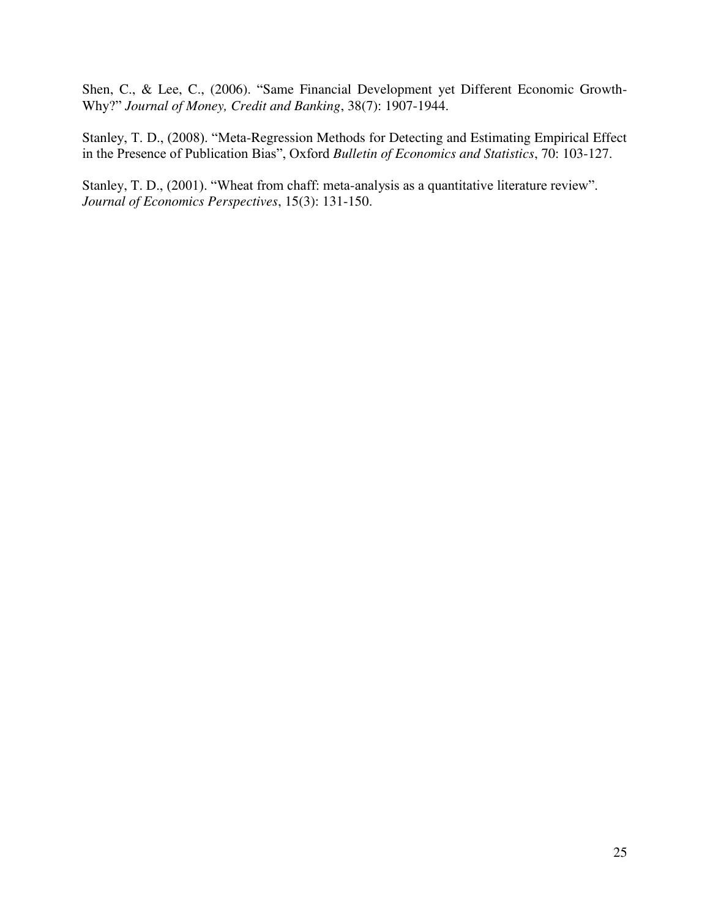Shen, C., & Lee, C., (2006). "Same Financial Development yet Different Economic Growth-Why?" *Journal of Money, Credit and Banking*, 38(7): 1907-1944.

Stanley, T. D., (2008). "Meta-Regression Methods for Detecting and Estimating Empirical Effect in the Presence of Publication Bias", Oxford *Bulletin of Economics and Statistics*, 70: 103-127.

Stanley, T. D., (2001). "Wheat from chaff: meta-analysis as a quantitative literature review". *Journal of Economics Perspectives*, 15(3): 131-150.